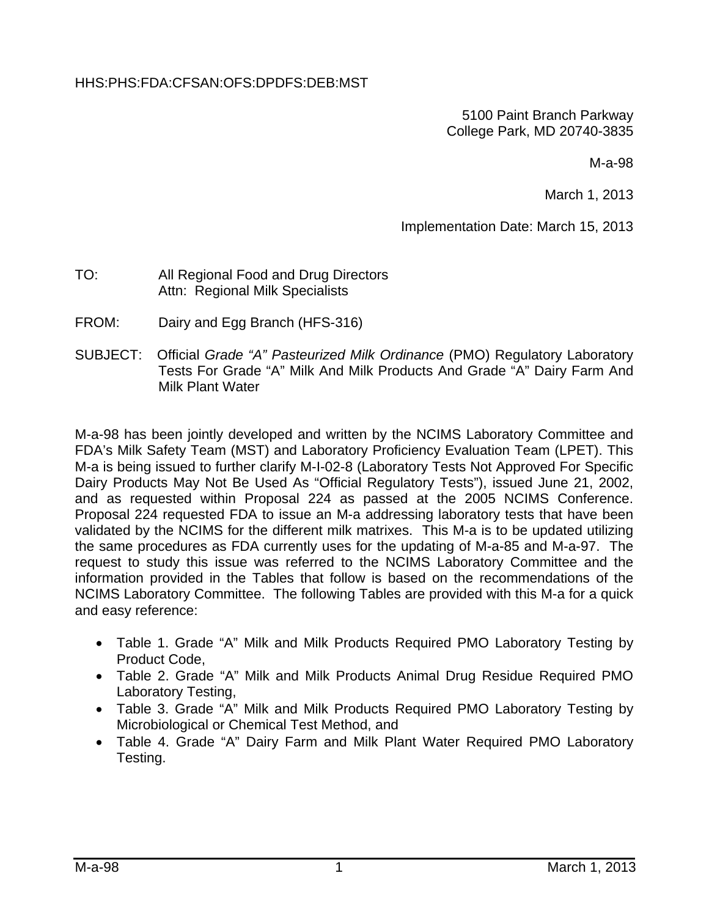HHS:PHS:FDA:CFSAN:OFS:DPDFS:DEB:MST

5100 Paint Branch Parkway
College Park, MD 20740-3835

M-a-98

March 1, 2013

Implementation Date: March 15, 2013

TO: All Regional Food and Drug Directors
Attn: Regional Milk Specialists

FROM: Dairy and Egg Branch (HFS-316)

SUBJECT: Official *Grade "A" Pasteurized Milk Ordinance* (PMO) Regulatory Laboratory Tests For Grade "A" Milk And Milk Products And Grade "A" Dairy Farm And Milk Plant Water

M-a-98 has been jointly developed and written by the NCIMS Laboratory Committee and FDA's Milk Safety Team (MST) and Laboratory Proficiency Evaluation Team (LPET). This M-a is being issued to further clarify M-I-02-8 (Laboratory Tests Not Approved For Specific Dairy Products May Not Be Used As "Official Regulatory Tests"), issued June 21, 2002, and as requested within Proposal 224 as passed at the 2005 NCIMS Conference. Proposal 224 requested FDA to issue an M-a addressing laboratory tests that have been validated by the NCIMS for the different milk matrixes. This M-a is to be updated utilizing the same procedures as FDA currently uses for the updating of M-a-85 and M-a-97. The request to study this issue was referred to the NCIMS Laboratory Committee and the information provided in the Tables that follow is based on the recommendations of the NCIMS Laboratory Committee. The following Tables are provided with this M-a for a quick and easy reference:

- Table 1. Grade "A" Milk and Milk Products Required PMO Laboratory Testing by Product Code,
- Table 2. Grade "A" Milk and Milk Products Animal Drug Residue Required PMO Laboratory Testing,
- Table 3. Grade "A" Milk and Milk Products Required PMO Laboratory Testing by Microbiological or Chemical Test Method, and
- Table 4. Grade "A" Dairy Farm and Milk Plant Water Required PMO Laboratory Testing.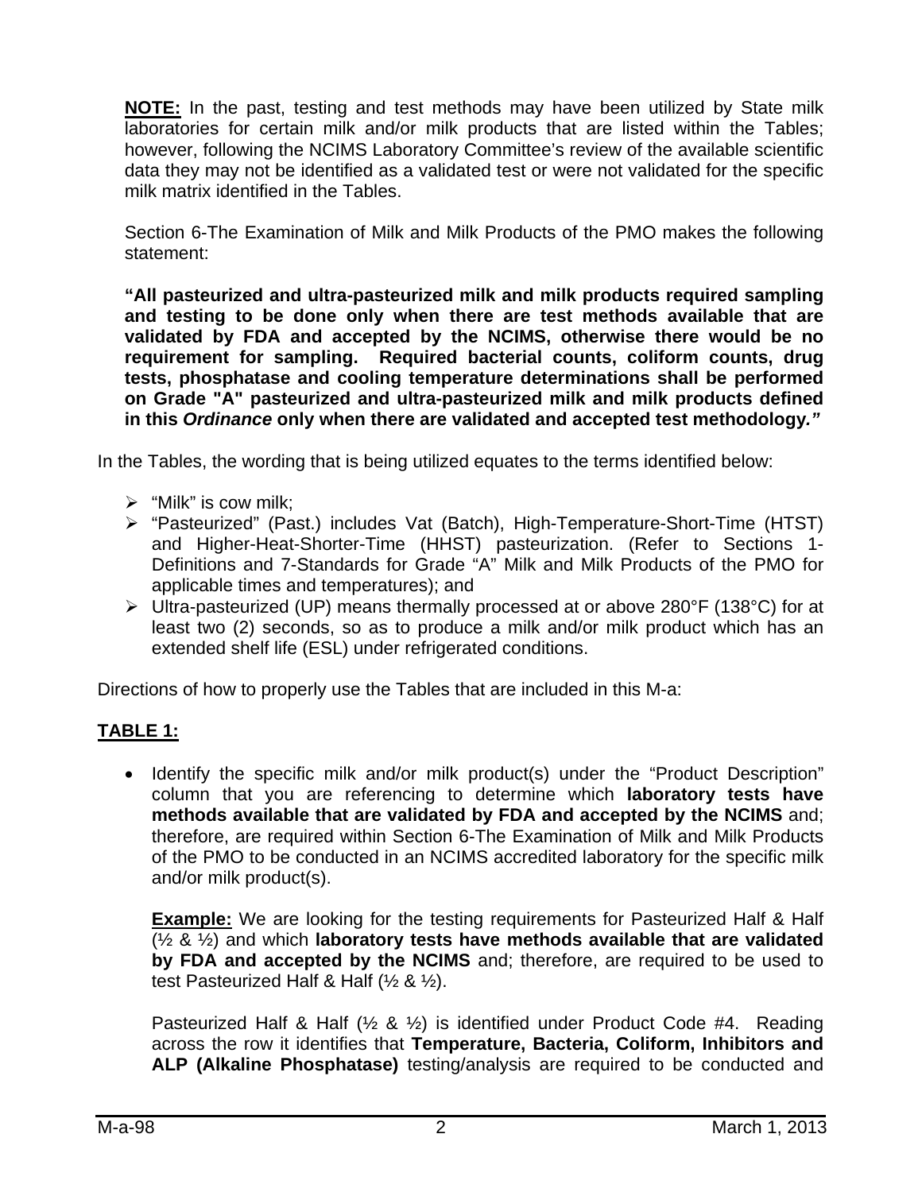**NOTE:** In the past, testing and test methods may have been utilized by State milk laboratories for certain milk and/or milk products that are listed within the Tables; however, following the NCIMS Laboratory Committee's review of the available scientific data they may not be identified as a validated test or were not validated for the specific milk matrix identified in the Tables.

Section 6-The Examination of Milk and Milk Products of the PMO makes the following statement:

**"All pasteurized and ultra-pasteurized milk and milk products required sampling and testing to be done only when there are test methods available that are validated by FDA and accepted by the NCIMS, otherwise there would be no requirement for sampling. Required bacterial counts, coliform counts, drug tests, phosphatase and cooling temperature determinations shall be performed on Grade "A" pasteurized and ultra-pasteurized milk and milk products defined in this *Ordinance* only when there are validated and accepted test methodology."**

In the Tables, the wording that is being utilized equates to the terms identified below:

- "Milk" is cow milk;
- "Pasteurized" (Past.) includes Vat (Batch), High-Temperature-Short-Time (HTST) and Higher-Heat-Shorter-Time (HHST) pasteurization. (Refer to Sections 1-Definitions and 7-Standards for Grade "A" Milk and Milk Products of the PMO for applicable times and temperatures); and
- Ultra-pasteurized (UP) means thermally processed at or above 280°F (138°C) for at least two (2) seconds, so as to produce a milk and/or milk product which has an extended shelf life (ESL) under refrigerated conditions.

Directions of how to properly use the Tables that are included in this M-a:

**TABLE 1:**

- Identify the specific milk and/or milk product(s) under the "Product Description" column that you are referencing to determine which **laboratory tests have methods available that are validated by FDA and accepted by the NCIMS** and; therefore, are required within Section 6-The Examination of Milk and Milk Products of the PMO to be conducted in an NCIMS accredited laboratory for the specific milk and/or milk product(s).

  **Example:** We are looking for the testing requirements for Pasteurized Half & Half (½ & ½) and which **laboratory tests have methods available that are validated by FDA and accepted by the NCIMS** and; therefore, are required to be used to test Pasteurized Half & Half (½ & ½).

  Pasteurized Half & Half (½ & ½) is identified under Product Code #4. Reading across the row it identifies that **Temperature, Bacteria, Coliform, Inhibitors and ALP (Alkaline Phosphatase)** testing/analysis are required to be conducted and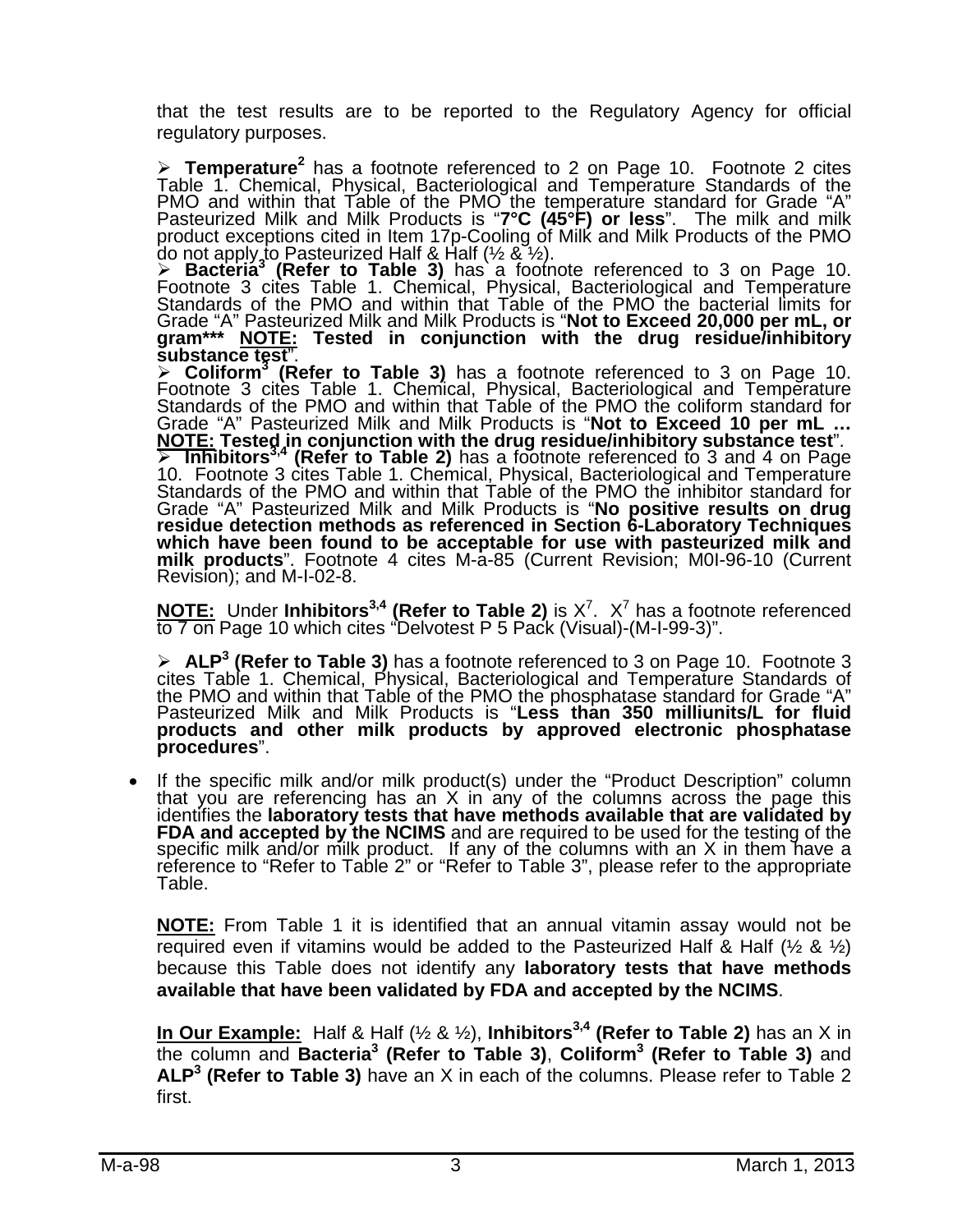that the test results are to be reported to the Regulatory Agency for official regulatory purposes.

- **Temperature**[2] has a footnote referenced to 2 on Page 10. Footnote 2 cites Table 1. Chemical, Physical, Bacteriological and Temperature Standards of the PMO and within that Table of the PMO the temperature standard for Grade "A" Pasteurized Milk and Milk Products is "**7°C (45°F) or less**". The milk and milk product exceptions cited in Item 17p-Cooling of Milk and Milk Products of the PMO do not apply to Pasteurized Half & Half (½ & ½).
- **Bacteria**[3] **(Refer to Table 3)** has a footnote referenced to 3 on Page 10. Footnote 3 cites Table 1. Chemical, Physical, Bacteriological and Temperature Standards of the PMO and within that Table of the PMO the bacterial limits for Grade "A" Pasteurized Milk and Milk Products is "**Not to Exceed 20,000 per mL, or gram\*\*\* <u>NOTE:</u> Tested in conjunction with the drug residue/inhibitory substance test**".
- **Coliform**[3] **(Refer to Table 3)** has a footnote referenced to 3 on Page 10. Footnote 3 cites Table 1. Chemical, Physical, Bacteriological and Temperature Standards of the PMO and within that Table of the PMO the coliform standard for Grade "A" Pasteurized Milk and Milk Products is "**Not to Exceed 10 per mL … <u>NOTE:</u> Tested in conjunction with the drug residue/inhibitory substance test**".
- **Inhibitors**[3,4] **(Refer to Table 2)** has a footnote referenced to 3 and 4 on Page 10. Footnote 3 cites Table 1. Chemical, Physical, Bacteriological and Temperature Standards of the PMO and within that Table of the PMO the inhibitor standard for Grade "A" Pasteurized Milk and Milk Products is "**No positive results on drug residue detection methods as referenced in Section 6-Laboratory Techniques which have been found to be acceptable for use with pasteurized milk and milk products**". Footnote 4 cites M-a-85 (Current Revision; M0I-96-10 (Current Revision); and M-I-02-8.

<u>**NOTE:**</u> Under **Inhibitors**[3,4] **(Refer to Table 2)** is X[7]. X[7] has a footnote referenced to 7 on Page 10 which cites "Delvotest P 5 Pack (Visual)-(M-I-99-3)".

- **ALP**[3] **(Refer to Table 3)** has a footnote referenced to 3 on Page 10. Footnote 3 cites Table 1. Chemical, Physical, Bacteriological and Temperature Standards of the PMO and within that Table of the PMO the phosphatase standard for Grade "A" Pasteurized Milk and Milk Products is "**Less than 350 milliunits/L for fluid products and other milk products by approved electronic phosphatase procedures**".

- If the specific milk and/or milk product(s) under the "Product Description" column that you are referencing has an X in any of the columns across the page this identifies the **laboratory tests that have methods available that are validated by FDA and accepted by the NCIMS** and are required to be used for the testing of the specific milk and/or milk product. If any of the columns with an X in them have a reference to "Refer to Table 2" or "Refer to Table 3", please refer to the appropriate Table.

  <u>**NOTE:**</u> From Table 1 it is identified that an annual vitamin assay would not be required even if vitamins would be added to the Pasteurized Half & Half (½ & ½) because this Table does not identify any **laboratory tests that have methods available that have been validated by FDA and accepted by the NCIMS**.

  <u>**In Our Example:**</u> Half & Half (½ & ½), **Inhibitors**[3,4] **(Refer to Table 2)** has an X in the column and **Bacteria**[3] **(Refer to Table 3)**, **Coliform**[3] **(Refer to Table 3)** and **ALP**[3] **(Refer to Table 3)** have an X in each of the columns. Please refer to Table 2 first.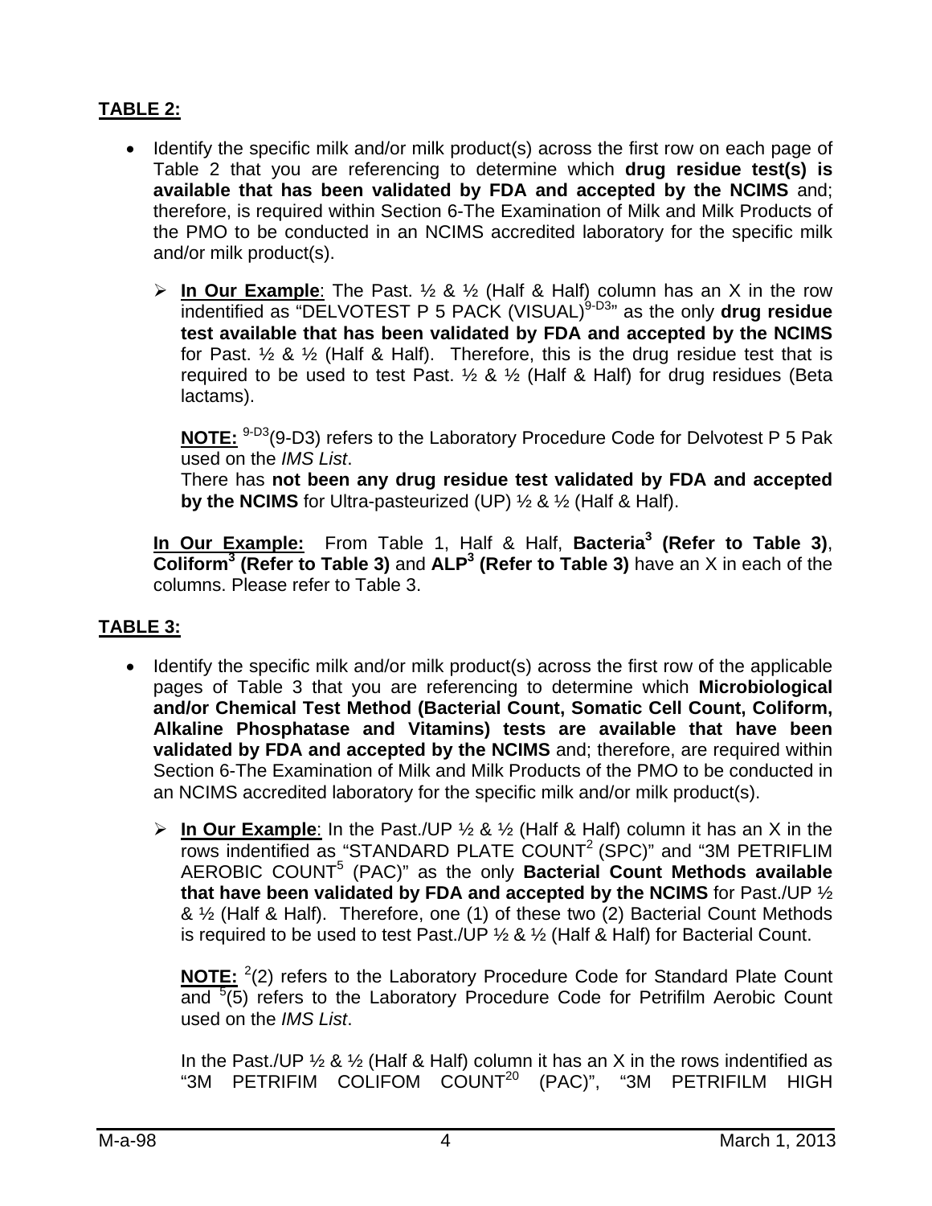**TABLE 2:**

- Identify the specific milk and/or milk product(s) across the first row on each page of Table 2 that you are referencing to determine which **drug residue test(s) is available that has been validated by FDA and accepted by the NCIMS** and; therefore, is required within Section 6-The Examination of Milk and Milk Products of the PMO to be conducted in an NCIMS accredited laboratory for the specific milk and/or milk product(s).

    - **In Our Example**: The Past. ½ & ½ (Half & Half) column has an X in the row indentified as "DELVOTEST P 5 PACK (VISUAL)[9-D3]" as the only **drug residue test available that has been validated by FDA and accepted by the NCIMS** for Past. ½ & ½ (Half & Half). Therefore, this is the drug residue test that is required to be used to test Past. ½ & ½ (Half & Half) for drug residues (Beta lactams).

    **NOTE:** [9-D3](9-D3) refers to the Laboratory Procedure Code for Delvotest P 5 Pak used on the *IMS List*.
    There has **not been any drug residue test validated by FDA and accepted by the NCIMS** for Ultra-pasteurized (UP) ½ & ½ (Half & Half).

    **In Our Example:** From Table 1, Half & Half, **Bacteria[3] (Refer to Table 3)**, **Coliform[3] (Refer to Table 3)** and **ALP[3] (Refer to Table 3)** have an X in each of the columns. Please refer to Table 3.

**TABLE 3:**

- Identify the specific milk and/or milk product(s) across the first row of the applicable pages of Table 3 that you are referencing to determine which **Microbiological and/or Chemical Test Method (Bacterial Count, Somatic Cell Count, Coliform, Alkaline Phosphatase and Vitamins) tests are available that have been validated by FDA and accepted by the NCIMS** and; therefore, are required within Section 6-The Examination of Milk and Milk Products of the PMO to be conducted in an NCIMS accredited laboratory for the specific milk and/or milk product(s).

    - **In Our Example**: In the Past./UP ½ & ½ (Half & Half) column it has an X in the rows indentified as "STANDARD PLATE COUNT[2] (SPC)" and "3M PETRIFLIM AEROBIC COUNT[5] (PAC)" as the only **Bacterial Count Methods available that have been validated by FDA and accepted by the NCIMS** for Past./UP ½ & ½ (Half & Half). Therefore, one (1) of these two (2) Bacterial Count Methods is required to be used to test Past./UP ½ & ½ (Half & Half) for Bacterial Count.

    **NOTE:** [2](2) refers to the Laboratory Procedure Code for Standard Plate Count and [5](5) refers to the Laboratory Procedure Code for Petrifilm Aerobic Count used on the *IMS List*.

    In the Past./UP ½ & ½ (Half & Half) column it has an X in the rows indentified as "3M PETRIFIM COLIFOM COUNT[20] (PAC)", "3M PETRIFILM HIGH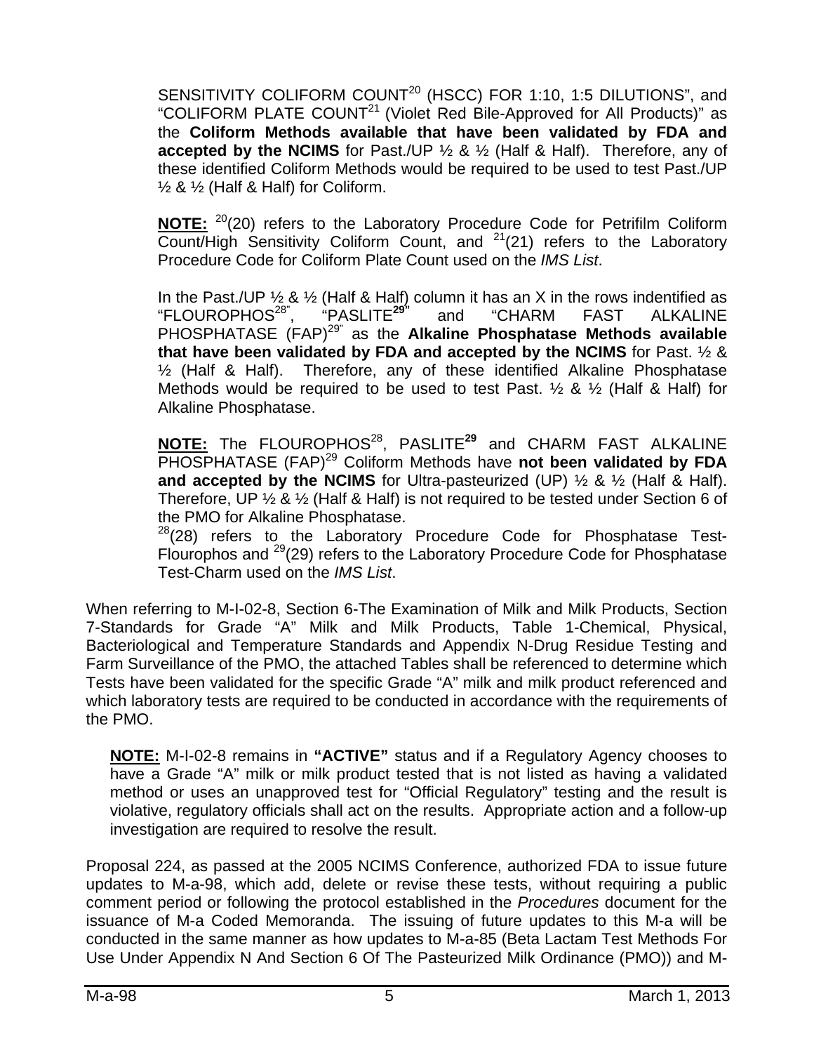SENSITIVITY COLIFORM COUNT[20] (HSCC) FOR 1:10, 1:5 DILUTIONS", and "COLIFORM PLATE COUNT[21] (Violet Red Bile-Approved for All Products)" as the **Coliform Methods available that have been validated by FDA and accepted by the NCIMS** for Past./UP ½ & ½ (Half & Half). Therefore, any of these identified Coliform Methods would be required to be used to test Past./UP ½ & ½ (Half & Half) for Coliform.

**NOTE:** [20](20) refers to the Laboratory Procedure Code for Petrifilm Coliform Count/High Sensitivity Coliform Count, and [21](21) refers to the Laboratory Procedure Code for Coliform Plate Count used on the *IMS List*.

In the Past./UP ½ & ½ (Half & Half) column it has an X in the rows indentified as "FLOUROPHOS[28]", "PASLITE[29]" and "CHARM FAST ALKALINE PHOSPHATASE (FAP)[29]" as the **Alkaline Phosphatase Methods available that have been validated by FDA and accepted by the NCIMS** for Past. ½ & ½ (Half & Half). Therefore, any of these identified Alkaline Phosphatase Methods would be required to be used to test Past. ½ & ½ (Half & Half) for Alkaline Phosphatase.

**NOTE:** The FLOUROPHOS[28], PASLITE[29] and CHARM FAST ALKALINE PHOSPHATASE (FAP)[29] Coliform Methods have **not been validated by FDA and accepted by the NCIMS** for Ultra-pasteurized (UP) ½ & ½ (Half & Half). Therefore, UP ½ & ½ (Half & Half) is not required to be tested under Section 6 of the PMO for Alkaline Phosphatase.
[28](28) refers to the Laboratory Procedure Code for Phosphatase Test-Flourophos and [29](29) refers to the Laboratory Procedure Code for Phosphatase Test-Charm used on the *IMS List*.

When referring to M-I-02-8, Section 6-The Examination of Milk and Milk Products, Section 7-Standards for Grade "A" Milk and Milk Products, Table 1-Chemical, Physical, Bacteriological and Temperature Standards and Appendix N-Drug Residue Testing and Farm Surveillance of the PMO, the attached Tables shall be referenced to determine which Tests have been validated for the specific Grade "A" milk and milk product referenced and which laboratory tests are required to be conducted in accordance with the requirements of the PMO.

**NOTE:** M-I-02-8 remains in **"ACTIVE"** status and if a Regulatory Agency chooses to have a Grade "A" milk or milk product tested that is not listed as having a validated method or uses an unapproved test for "Official Regulatory" testing and the result is violative, regulatory officials shall act on the results. Appropriate action and a follow-up investigation are required to resolve the result.

Proposal 224, as passed at the 2005 NCIMS Conference, authorized FDA to issue future updates to M-a-98, which add, delete or revise these tests, without requiring a public comment period or following the protocol established in the *Procedures* document for the issuance of M-a Coded Memoranda. The issuing of future updates to this M-a will be conducted in the same manner as how updates to M-a-85 (Beta Lactam Test Methods For Use Under Appendix N And Section 6 Of The Pasteurized Milk Ordinance (PMO)) and M-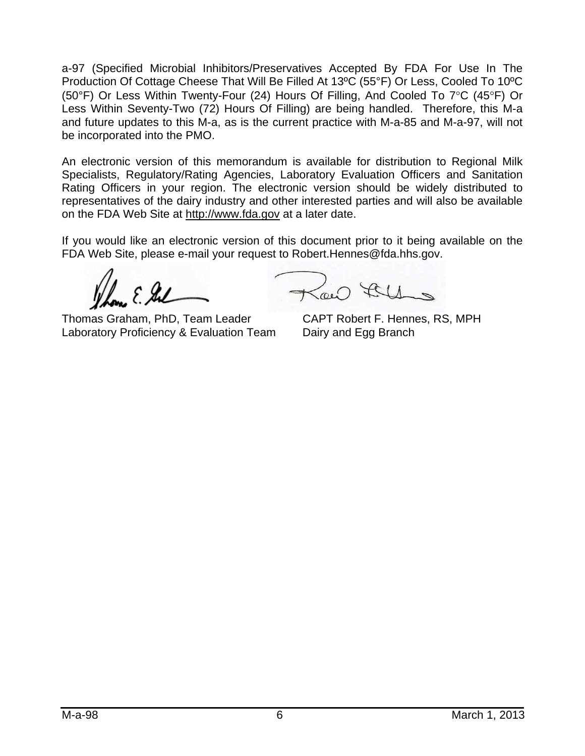a-97 (Specified Microbial Inhibitors/Preservatives Accepted By FDA For Use In The Production Of Cottage Cheese That Will Be Filled At 13ºC (55°F) Or Less, Cooled To 10ºC (50°F) Or Less Within Twenty-Four (24) Hours Of Filling, And Cooled To 7°C (45°F) Or Less Within Seventy-Two (72) Hours Of Filling) are being handled. Therefore, this M-a and future updates to this M-a, as is the current practice with M-a-85 and M-a-97, will not be incorporated into the PMO.

An electronic version of this memorandum is available for distribution to Regional Milk Specialists, Regulatory/Rating Agencies, Laboratory Evaluation Officers and Sanitation Rating Officers in your region. The electronic version should be widely distributed to representatives of the dairy industry and other interested parties and will also be available on the FDA Web Site at http://www.fda.gov at a later date.

If you would like an electronic version of this document prior to it being available on the FDA Web Site, please e-mail your request to Robert.Hennes@fda.hhs.gov.

Thomas Graham, PhD, Team Leader
Laboratory Proficiency & Evaluation Team

CAPT Robert F. Hennes, RS, MPH
Dairy and Egg Branch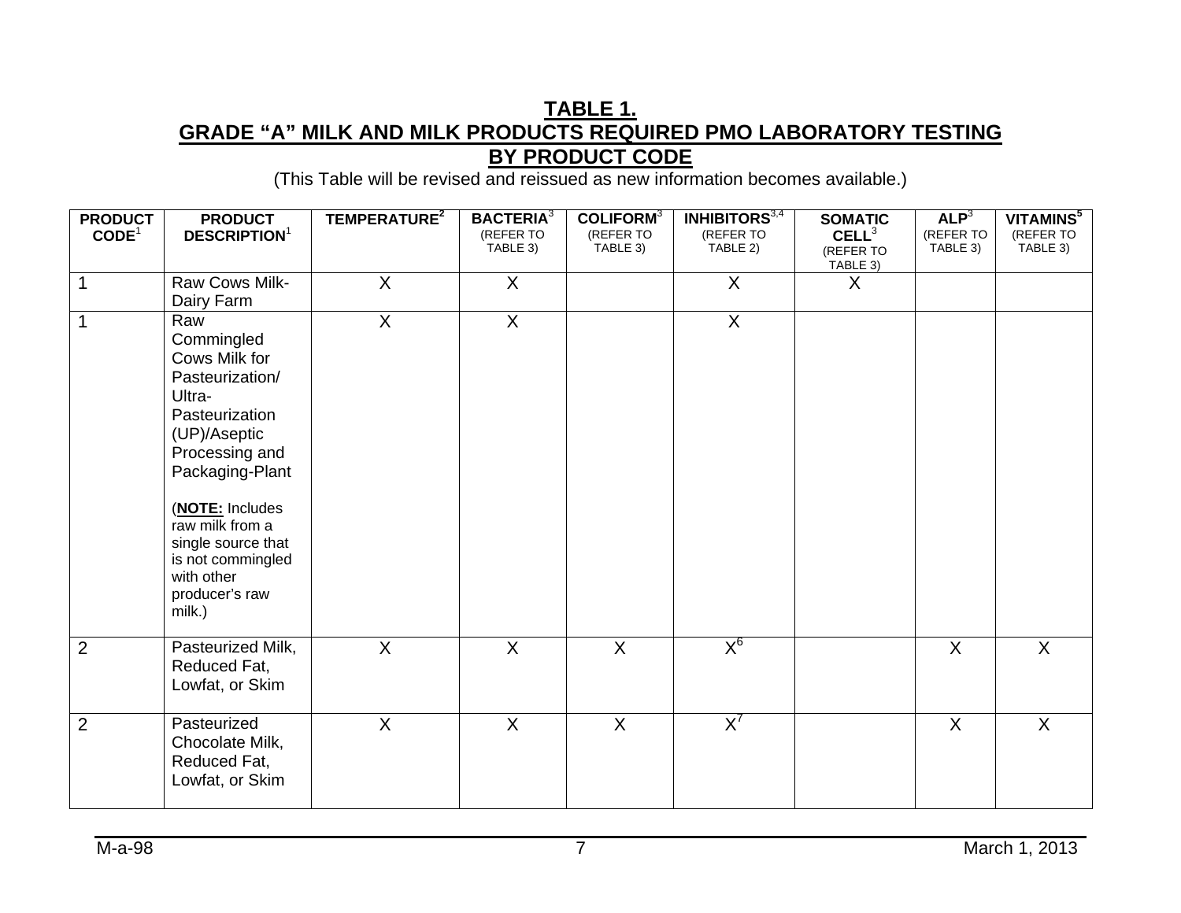# TABLE 1.
## GRADE "A" MILK AND MILK PRODUCTS REQUIRED PMO LABORATORY TESTING BY PRODUCT CODE

(This Table will be revised and reissued as new information becomes available.)

| PRODUCT CODE[1] | PRODUCT DESCRIPTION[1] | TEMPERATURE[2] | BACTERIA[3] (REFER TO TABLE 3) | COLIFORM[3] (REFER TO TABLE 3) | INHIBITORS[3,4] (REFER TO TABLE 2) | SOMATIC CELL[3] (REFER TO TABLE 3) | ALP[3] (REFER TO TABLE 3) | VITAMINS[5] (REFER TO TABLE 3) |
|---|---|---|---|---|---|---|---|---|
| 1 | Raw Cows Milk-Dairy Farm | X | X | | X | X | | |
| 1 | Raw Commingled Cows Milk for Pasteurization/ Ultra-Pasteurization (UP)/Aseptic Processing and Packaging-Plant (**NOTE:** Includes raw milk from a single source that is not commingled with other producer's raw milk.) | X | X | | X | | | |
| 2 | Pasteurized Milk, Reduced Fat, Lowfat, or Skim | X | X | X | X[6] | | X | X |
| 2 | Pasteurized Chocolate Milk, Reduced Fat, Lowfat, or Skim | X | X | X | X[7] | | X | X |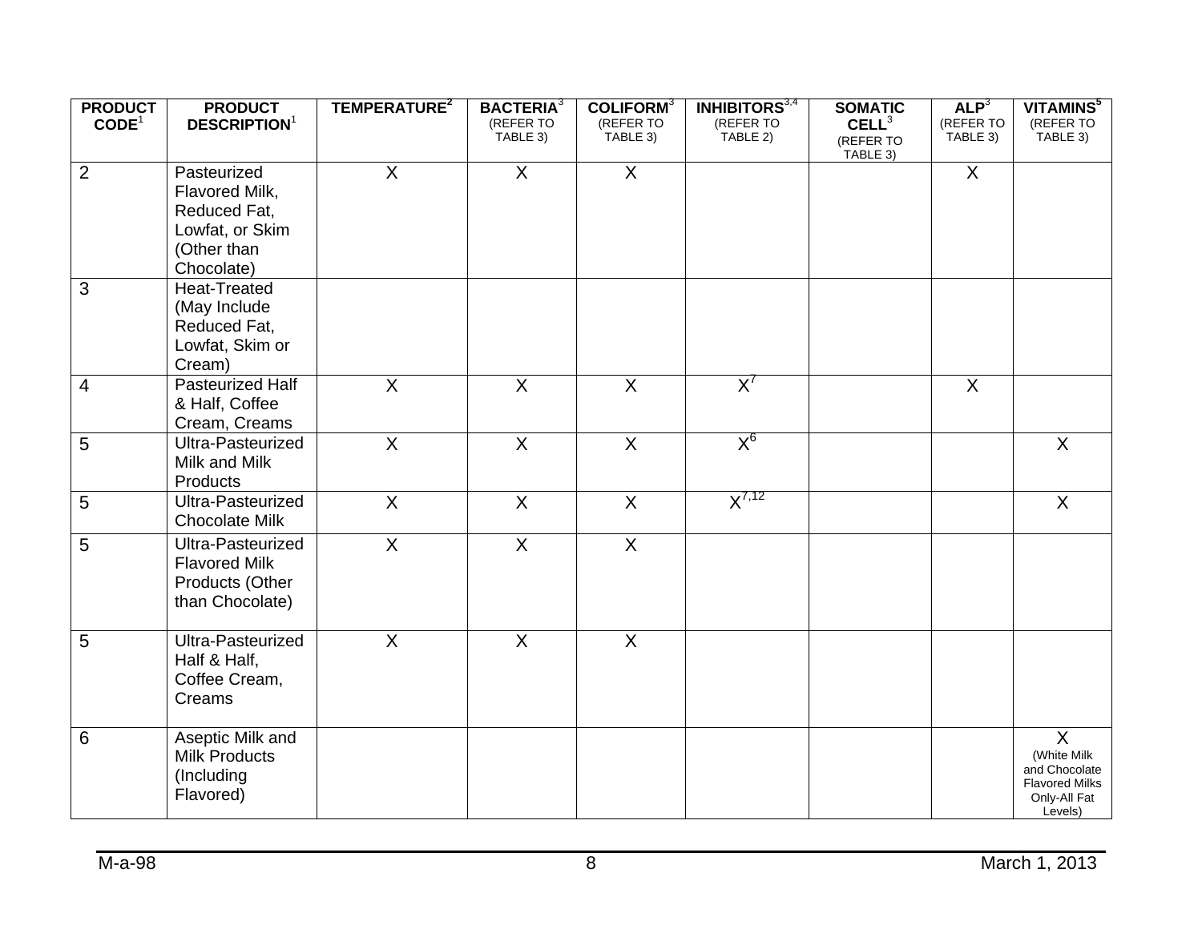| PRODUCT CODE[1] | PRODUCT DESCRIPTION[1] | TEMPERATURE[2] | BACTERIA[3] (REFER TO TABLE 3) | COLIFORM[3] (REFER TO TABLE 3) | INHIBITORS[3,4] (REFER TO TABLE 2) | SOMATIC CELL[3] (REFER TO TABLE 3) | ALP[3] (REFER TO TABLE 3) | VITAMINS[5] (REFER TO TABLE 3) |
|---|---|---|---|---|---|---|---|---|
| 2 | Pasteurized Flavored Milk, Reduced Fat, Lowfat, or Skim (Other than Chocolate) | X | X | X | | | X | |
| 3 | Heat-Treated (May Include Reduced Fat, Lowfat, Skim or Cream) | | | | | | | |
| 4 | Pasteurized Half & Half, Coffee Cream, Creams | X | X | X | X[7] | | X | |
| 5 | Ultra-Pasteurized Milk and Milk Products | X | X | X | X[6] | | | X |
| 5 | Ultra-Pasteurized Chocolate Milk | X | X | X | X[7,12] | | | X |
| 5 | Ultra-Pasteurized Flavored Milk Products (Other than Chocolate) | X | X | X | | | | |
| 5 | Ultra-Pasteurized Half & Half, Coffee Cream, Creams | X | X | X | | | | |
| 6 | Aseptic Milk and Milk Products (Including Flavored) | | | | | | | X (White Milk and Chocolate Flavored Milks Only-All Fat Levels) |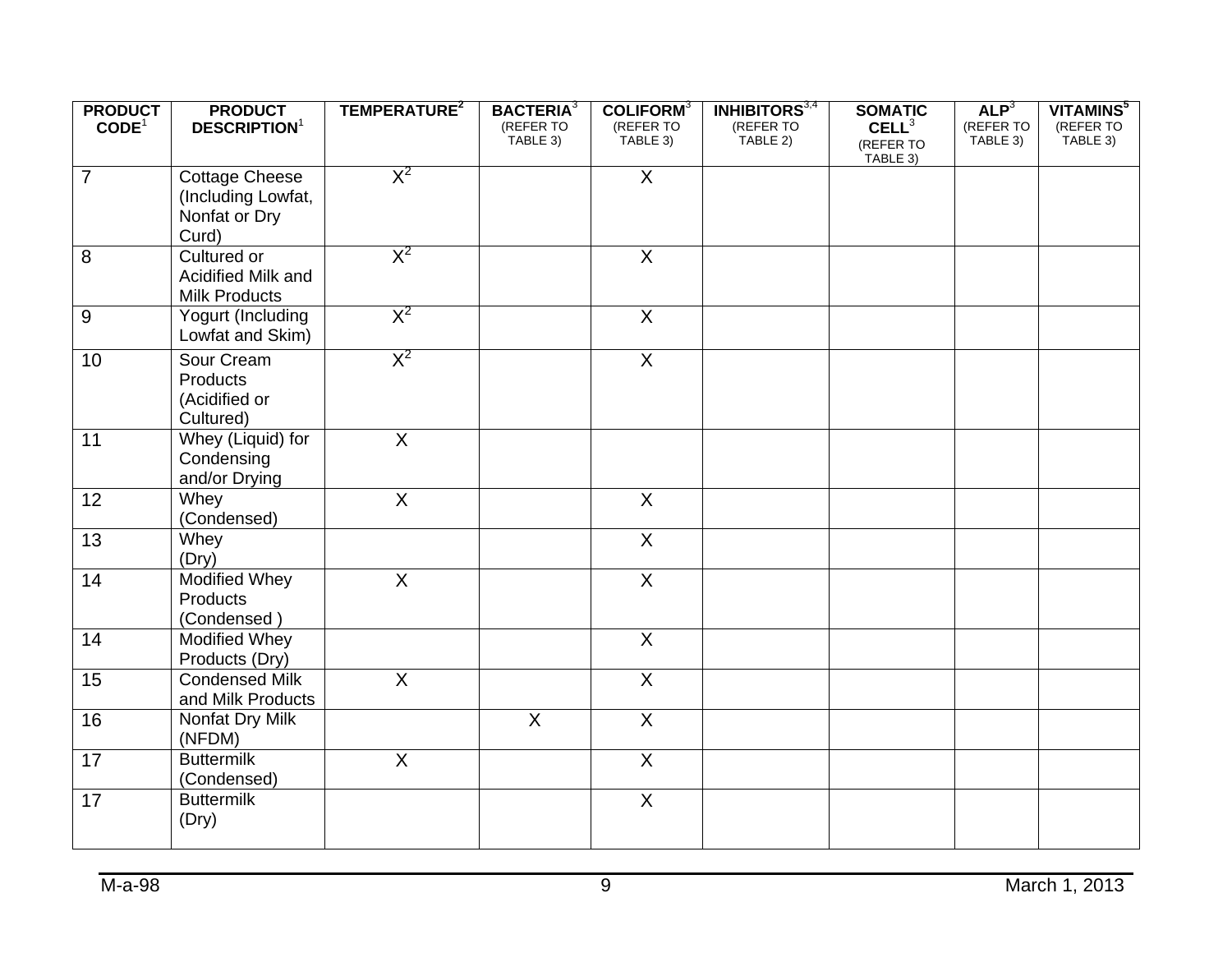| PRODUCT CODE[1] | PRODUCT DESCRIPTION[1] | TEMPERATURE[2] | BACTERIA[3] (REFER TO TABLE 3) | COLIFORM[3] (REFER TO TABLE 3) | INHIBITORS[3,4] (REFER TO TABLE 2) | SOMATIC CELL[3] (REFER TO TABLE 3) | ALP[3] (REFER TO TABLE 3) | VITAMINS[5] (REFER TO TABLE 3) |
|---|---|---|---|---|---|---|---|---|
| 7 | Cottage Cheese (Including Lowfat, Nonfat or Dry Curd) | X[2] | | X | | | | |
| 8 | Cultured or Acidified Milk and Milk Products | X[2] | | X | | | | |
| 9 | Yogurt (Including Lowfat and Skim) | X[2] | | X | | | | |
| 10 | Sour Cream Products (Acidified or Cultured) | X[2] | | X | | | | |
| 11 | Whey (Liquid) for Condensing and/or Drying | X | | | | | | |
| 12 | Whey (Condensed) | X | | X | | | | |
| 13 | Whey (Dry) | | | X | | | | |
| 14 | Modified Whey Products (Condensed ) | X | | X | | | | |
| 14 | Modified Whey Products (Dry) | | | X | | | | |
| 15 | Condensed Milk and Milk Products | X | | X | | | | |
| 16 | Nonfat Dry Milk (NFDM) | | X | X | | | | |
| 17 | Buttermilk (Condensed) | X | | X | | | | |
| 17 | Buttermilk (Dry) | | | X | | | | |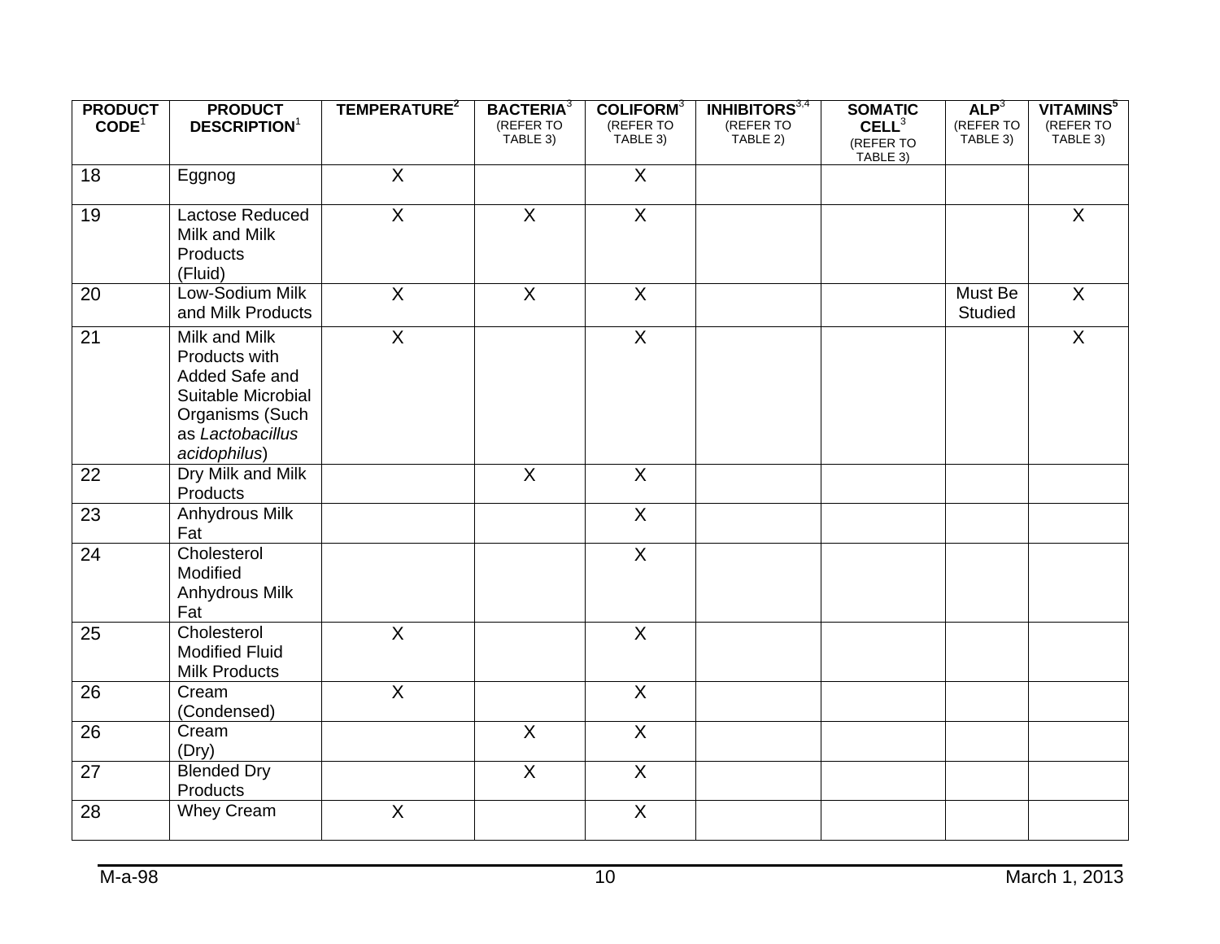| PRODUCT CODE[1] | PRODUCT DESCRIPTION[1] | TEMPERATURE[2] | BACTERIA[3] (REFER TO TABLE 3) | COLIFORM[3] (REFER TO TABLE 3) | INHIBITORS[3,4] (REFER TO TABLE 2) | SOMATIC CELL[3] (REFER TO TABLE 3) | ALP[3] (REFER TO TABLE 3) | VITAMINS[5] (REFER TO TABLE 3) |
|---|---|---|---|---|---|---|---|---|
| 18 | Eggnog | X | | X | | | | |
| 19 | Lactose Reduced Milk and Milk Products (Fluid) | X | X | X | | | | X |
| 20 | Low-Sodium Milk and Milk Products | X | X | X | | | Must Be Studied | X |
| 21 | Milk and Milk Products with Added Safe and Suitable Microbial Organisms (Such as *Lactobacillus acidophilus*) | X | | X | | | | X |
| 22 | Dry Milk and Milk Products | | X | X | | | | |
| 23 | Anhydrous Milk Fat | | | X | | | | |
| 24 | Cholesterol Modified Anhydrous Milk Fat | | | X | | | | |
| 25 | Cholesterol Modified Fluid Milk Products | X | | X | | | | |
| 26 | Cream (Condensed) | X | | X | | | | |
| 26 | Cream (Dry) | | X | X | | | | |
| 27 | Blended Dry Products | | X | X | | | | |
| 28 | Whey Cream | X | | X | | | | |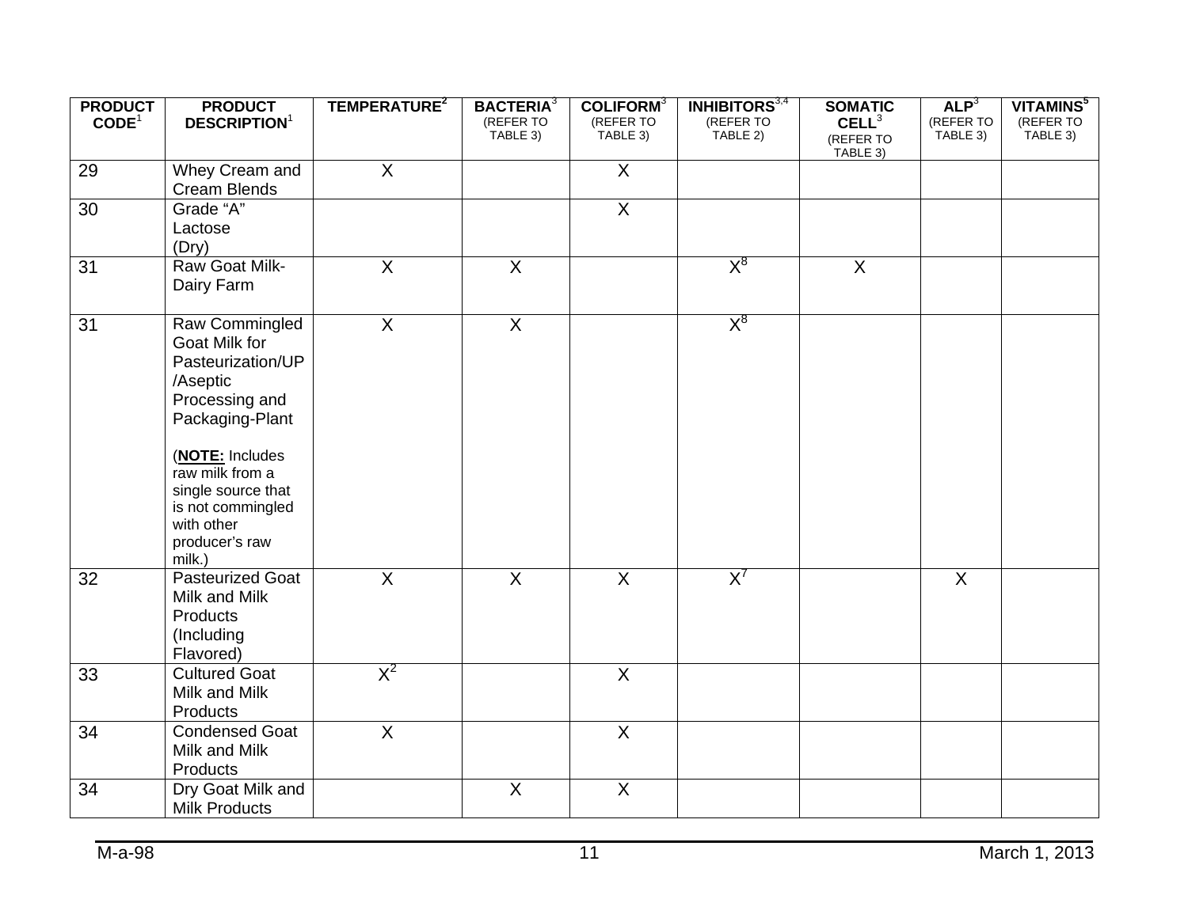| PRODUCT CODE[1] | PRODUCT DESCRIPTION[1] | TEMPERATURE[2] | BACTERIA[3] (REFER TO TABLE 3) | COLIFORM[3] (REFER TO TABLE 3) | INHIBITORS[3,4] (REFER TO TABLE 2) | SOMATIC CELL[3] (REFER TO TABLE 3) | ALP[3] (REFER TO TABLE 3) | VITAMINS[5] (REFER TO TABLE 3) |
|---|---|---|---|---|---|---|---|---|
| 29 | Whey Cream and Cream Blends | X | | X | | | | |
| 30 | Grade "A" Lactose (Dry) | | | X | | | | |
| 31 | Raw Goat Milk-Dairy Farm | X | X | | X[8] | X | | |
| 31 | Raw Commingled Goat Milk for Pasteurization/UP /Aseptic Processing and Packaging-Plant (**NOTE:** Includes raw milk from a single source that is not commingled with other producer's raw milk.) | X | X | | X[8] | | | |
| 32 | Pasteurized Goat Milk and Milk Products (Including Flavored) | X | X | X | X[7] | | X | |
| 33 | Cultured Goat Milk and Milk Products | X[2] | | X | | | | |
| 34 | Condensed Goat Milk and Milk Products | X | | X | | | | |
| 34 | Dry Goat Milk and Milk Products | | X | X | | | | |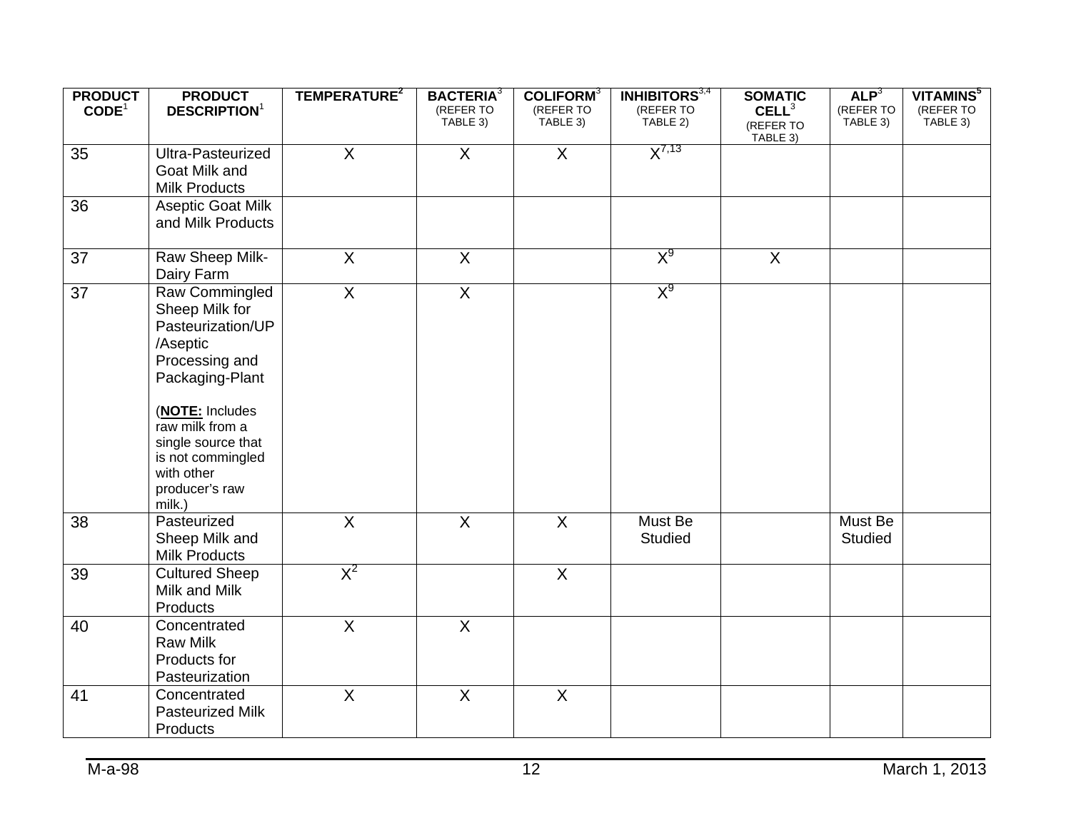| PRODUCT CODE[1] | PRODUCT DESCRIPTION[1] | TEMPERATURE[2] | BACTERIA[3] (REFER TO TABLE 3) | COLIFORM[3] (REFER TO TABLE 3) | INHIBITORS[3,4] (REFER TO TABLE 2) | SOMATIC CELL[3] (REFER TO TABLE 3) | ALP[3] (REFER TO TABLE 3) | VITAMINS[5] (REFER TO TABLE 3) |
|---|---|---|---|---|---|---|---|---|
| 35 | Ultra-Pasteurized Goat Milk and Milk Products | X | X | X | X[7,13] | | | |
| 36 | Aseptic Goat Milk and Milk Products | | | | | | | |
| 37 | Raw Sheep Milk-Dairy Farm | X | X | | X[9] | X | | |
| 37 | Raw Commingled Sheep Milk for Pasteurization/UP/Aseptic Processing and Packaging-Plant (**NOTE:** Includes raw milk from a single source that is not commingled with other producer's raw milk.) | X | X | | X[9] | | | |
| 38 | Pasteurized Sheep Milk and Milk Products | X | X | X | Must Be Studied | | Must Be Studied | |
| 39 | Cultured Sheep Milk and Milk Products | X[2] | | X | | | | |
| 40 | Concentrated Raw Milk Products for Pasteurization | X | X | | | | | |
| 41 | Concentrated Pasteurized Milk Products | X | X | X | | | | |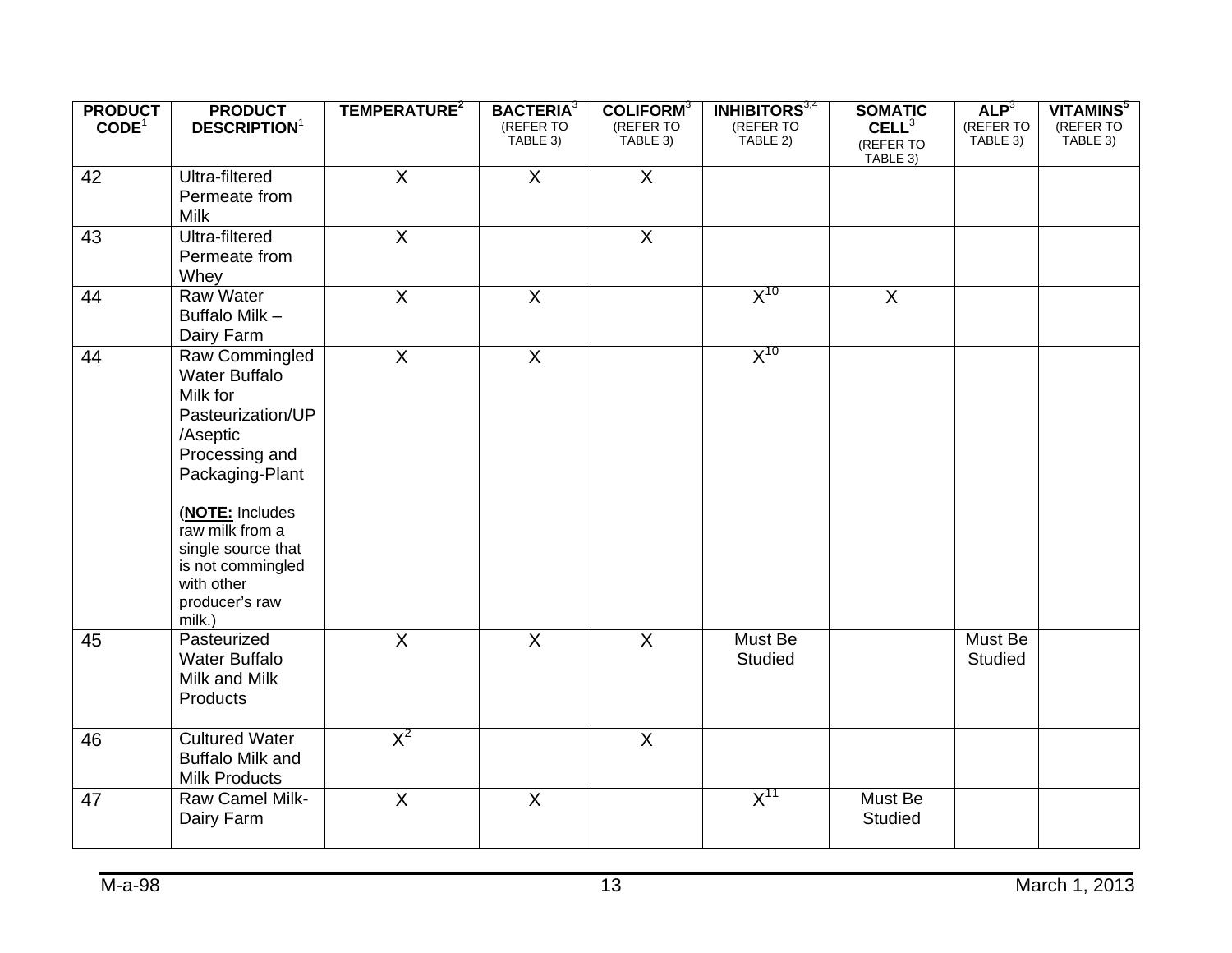| PRODUCT CODE[1] | PRODUCT DESCRIPTION[1] | TEMPERATURE[2] | BACTERIA[3] (REFER TO TABLE 3) | COLIFORM[3] (REFER TO TABLE 3) | INHIBITORS[3,4] (REFER TO TABLE 2) | SOMATIC CELL[3] (REFER TO TABLE 3) | ALP[3] (REFER TO TABLE 3) | VITAMINS[5] (REFER TO TABLE 3) |
|---|---|---|---|---|---|---|---|---|
| 42 | Ultra-filtered Permeate from Milk | X | X | X | | | | |
| 43 | Ultra-filtered Permeate from Whey | X | | X | | | | |
| 44 | Raw Water Buffalo Milk – Dairy Farm | X | X | | X[10] | X | | |
| 44 | Raw Commingled Water Buffalo Milk for Pasteurization/UP /Aseptic Processing and Packaging-Plant (**NOTE:** Includes raw milk from a single source that is not commingled with other producer's raw milk.) | X | X | | X[10] | | | |
| 45 | Pasteurized Water Buffalo Milk and Milk Products | X | X | X | Must Be Studied | | Must Be Studied | |
| 46 | Cultured Water Buffalo Milk and Milk Products | X[2] | | X | | | | |
| 47 | Raw Camel Milk- Dairy Farm | X | X | | X[11] | Must Be Studied | | |

M-a-98 March 1, 2013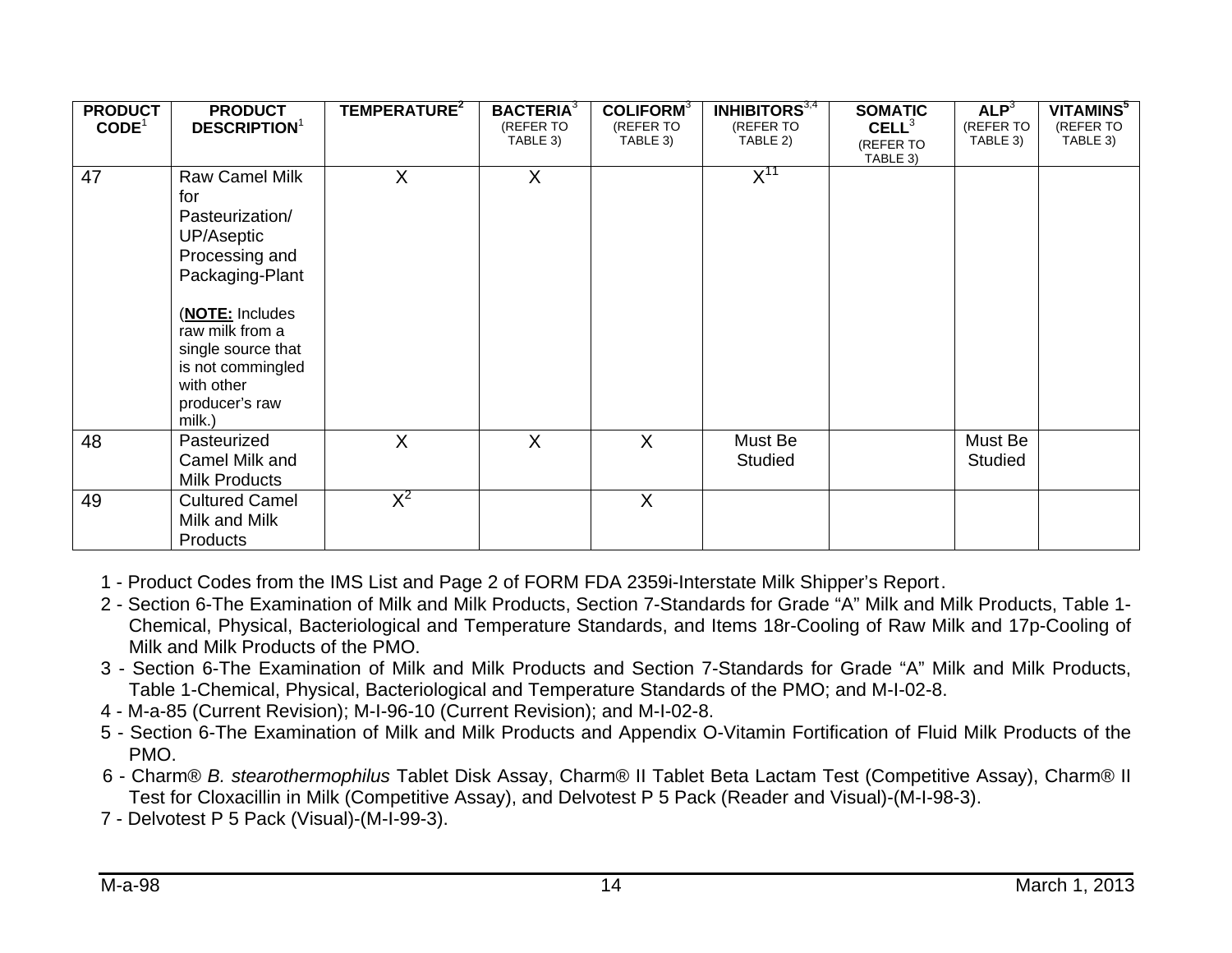| PRODUCT CODE[1] | PRODUCT DESCRIPTION[1] | TEMPERATURE[2] | BACTERIA[3] (REFER TO TABLE 3) | COLIFORM[3] (REFER TO TABLE 3) | INHIBITORS[3,4] (REFER TO TABLE 2) | SOMATIC CELL[3] (REFER TO TABLE 3) | ALP[3] (REFER TO TABLE 3) | VITAMINS[5] (REFER TO TABLE 3) |
|---|---|---|---|---|---|---|---|---|
| 47 | Raw Camel Milk for Pasteurization/ UP/Aseptic Processing and Packaging-Plant (**NOTE:** Includes raw milk from a single source that is not commingled with other producer's raw milk.) | X | X | | X[11] | | | |
| 48 | Pasteurized Camel Milk and Milk Products | X | X | X | Must Be Studied | | Must Be Studied | |
| 49 | Cultured Camel Milk and Milk Products | X[2] | | X | | | | |

1 - Product Codes from the IMS List and Page 2 of FORM FDA 2359i-Interstate Milk Shipper's Report.

2 - Section 6-The Examination of Milk and Milk Products, Section 7-Standards for Grade "A" Milk and Milk Products, Table 1-Chemical, Physical, Bacteriological and Temperature Standards, and Items 18r-Cooling of Raw Milk and 17p-Cooling of Milk and Milk Products of the PMO.

3 - Section 6-The Examination of Milk and Milk Products and Section 7-Standards for Grade "A" Milk and Milk Products, Table 1-Chemical, Physical, Bacteriological and Temperature Standards of the PMO; and M-I-02-8.

4 - M-a-85 (Current Revision); M-I-96-10 (Current Revision); and M-I-02-8.

5 - Section 6-The Examination of Milk and Milk Products and Appendix O-Vitamin Fortification of Fluid Milk Products of the PMO.

6 - Charm® *B. stearothermophilus* Tablet Disk Assay, Charm® II Tablet Beta Lactam Test (Competitive Assay), Charm® II Test for Cloxacillin in Milk (Competitive Assay), and Delvotest P 5 Pack (Reader and Visual)-(M-I-98-3).

7 - Delvotest P 5 Pack (Visual)-(M-I-99-3).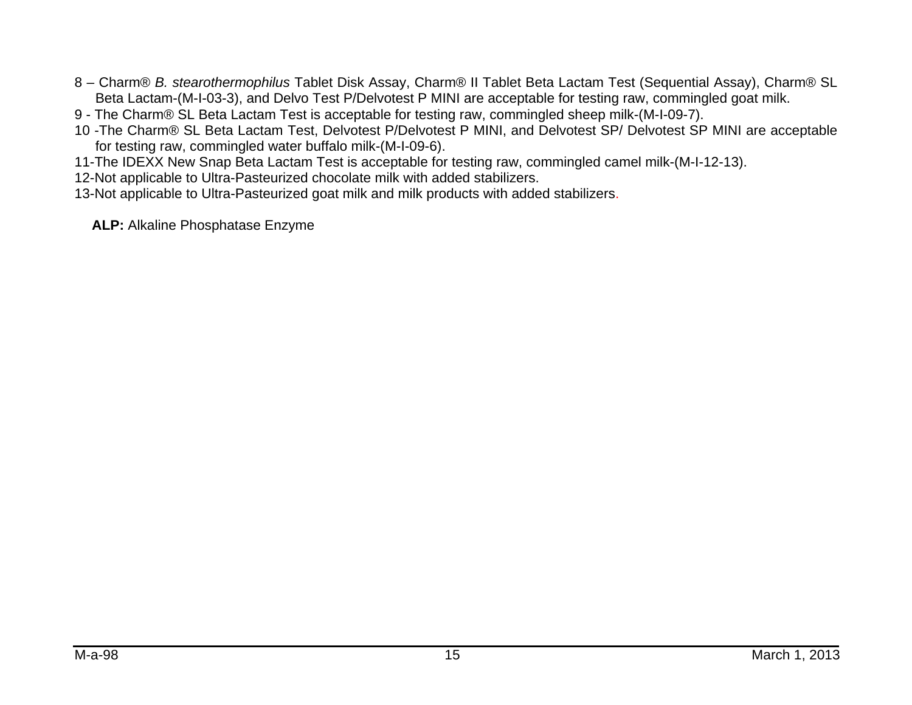8 – Charm® *B. stearothermophilus* Tablet Disk Assay, Charm® II Tablet Beta Lactam Test (Sequential Assay), Charm® SL Beta Lactam-(M-I-03-3), and Delvo Test P/Delvotest P MINI are acceptable for testing raw, commingled goat milk.

9 - The Charm® SL Beta Lactam Test is acceptable for testing raw, commingled sheep milk-(M-I-09-7).

10 -The Charm® SL Beta Lactam Test, Delvotest P/Delvotest P MINI, and Delvotest SP/ Delvotest SP MINI are acceptable for testing raw, commingled water buffalo milk-(M-I-09-6).

11-The IDEXX New Snap Beta Lactam Test is acceptable for testing raw, commingled camel milk-(M-I-12-13).

12-Not applicable to Ultra-Pasteurized chocolate milk with added stabilizers.

13-Not applicable to Ultra-Pasteurized goat milk and milk products with added stabilizers.

**ALP:** Alkaline Phosphatase Enzyme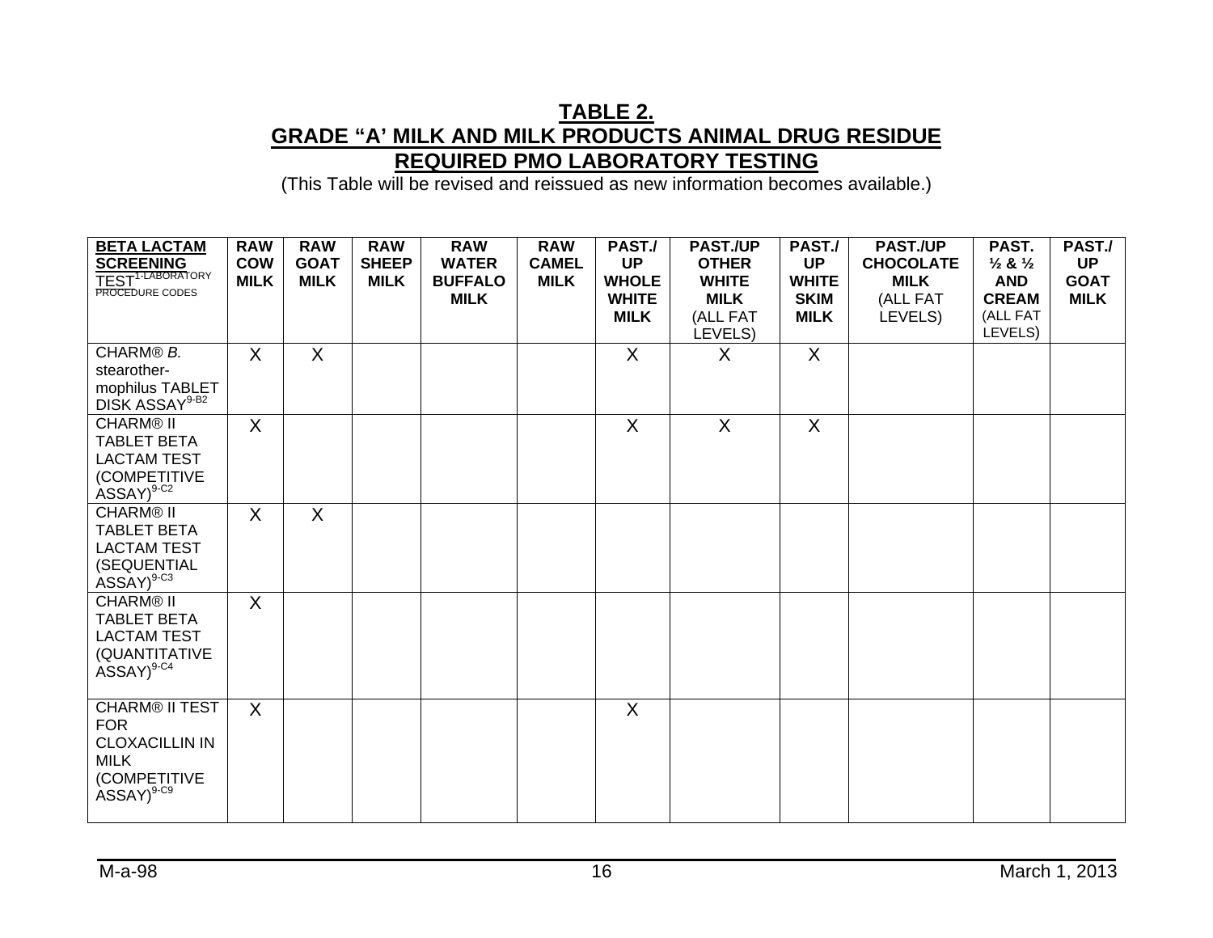# TABLE 2.
## GRADE "A' MILK AND MILK PRODUCTS ANIMAL DRUG RESIDUE REQUIRED PMO LABORATORY TESTING

(This Table will be revised and reissued as new information becomes available.)

| **BETA LACTAM SCREENING** TEST[1-LABORATORY PROCEDURE CODES] | **RAW COW MILK** | **RAW GOAT MILK** | **RAW SHEEP MILK** | **RAW WATER BUFFALO MILK** | **RAW CAMEL MILK** | **PAST./ UP WHOLE WHITE MILK** | **PAST./UP OTHER WHITE MILK** (ALL FAT LEVELS) | **PAST./ UP WHITE SKIM MILK** | **PAST./UP CHOCOLATE MILK** (ALL FAT LEVELS) | **PAST. ½ & ½ AND CREAM** (ALL FAT LEVELS) | **PAST./ UP GOAT MILK** |
|---|---|---|---|---|---|---|---|---|---|---|---|
| CHARM® *B. stearothermophilus* TABLET DISK ASSAY[9-B2] | X | X | | | | X | X | X | | | |
| CHARM® II TABLET BETA LACTAM TEST (COMPETITIVE ASSAY)[9-C2] | X | | | | | X | X | X | | | |
| CHARM® II TABLET BETA LACTAM TEST (SEQUENTIAL ASSAY)[9-C3] | X | X | | | | | | | | | |
| CHARM® II TABLET BETA LACTAM TEST (QUANTITATIVE ASSAY)[9-C4] | X | | | | | | | | | | |
| CHARM® II TEST FOR CLOXACILLIN IN MILK (COMPETITIVE ASSAY)[9-C9] | X | | | | | X | | | | | |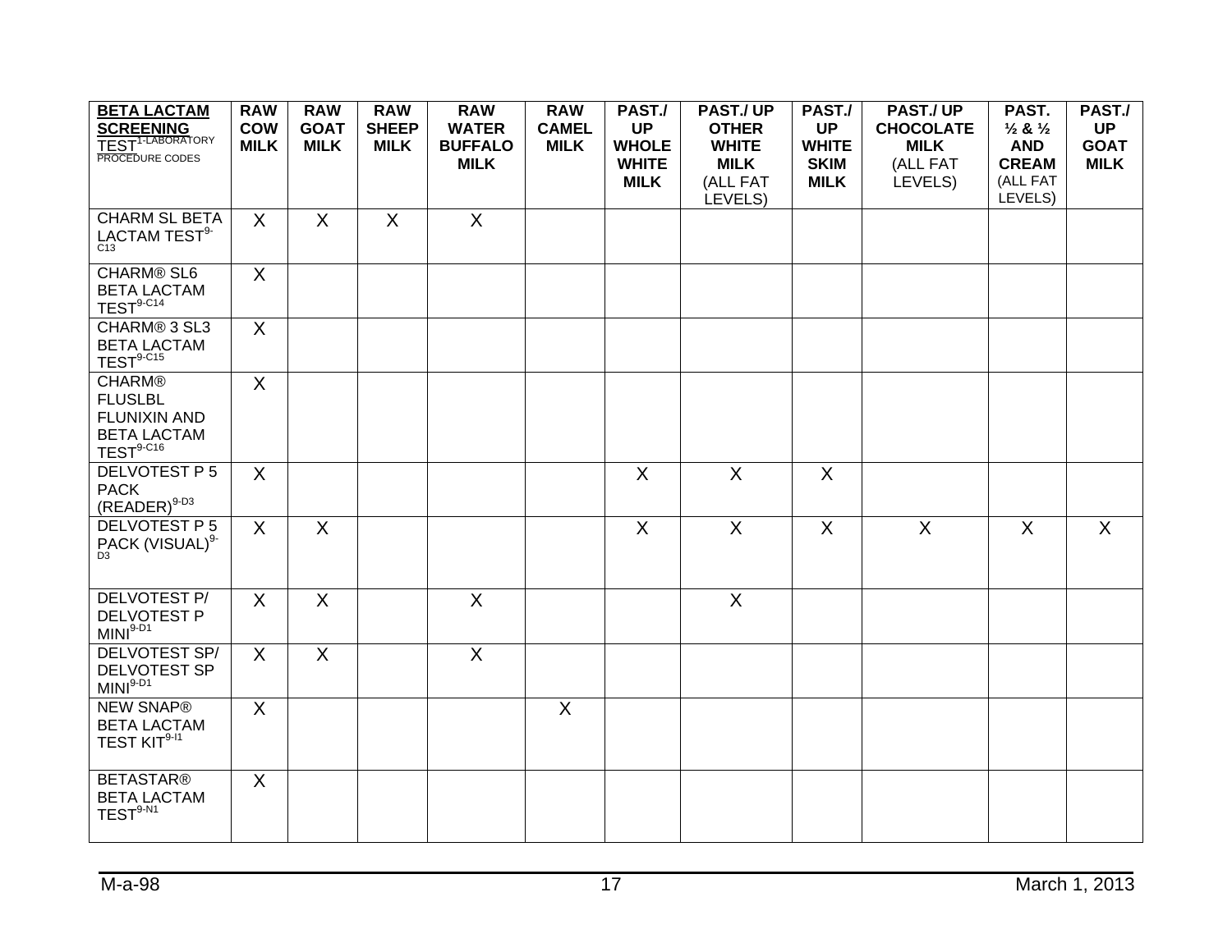| **BETA LACTAM SCREENING** TEST[1-LABORATORY PROCEDURE CODES] | **RAW COW MILK** | **RAW GOAT MILK** | **RAW SHEEP MILK** | **RAW WATER BUFFALO MILK** | **RAW CAMEL MILK** | **PAST./ UP WHOLE WHITE MILK** | **PAST./ UP OTHER WHITE MILK** (ALL FAT LEVELS) | **PAST./ UP WHITE SKIM MILK** | **PAST./ UP CHOCOLATE MILK** (ALL FAT LEVELS) | **PAST. ½ & ½ AND CREAM** (ALL FAT LEVELS) | **PAST./ UP GOAT MILK** |
|---|---|---|---|---|---|---|---|---|---|---|---|
| CHARM SL BETA LACTAM TEST[9-C13] | X | X | X | X | | | | | | | |
| CHARM® SL6 BETA LACTAM TEST[9-C14] | X | | | | | | | | | | |
| CHARM® 3 SL3 BETA LACTAM TEST[9-C15] | X | | | | | | | | | | |
| CHARM® FLUSLBL FLUNIXIN AND BETA LACTAM TEST[9-C16] | X | | | | | | | | | | |
| DELVOTEST P 5 PACK (READER)[9-D3] | X | | | | | X | X | X | | | |
| DELVOTEST P 5 PACK (VISUAL)[9-D3] | X | X | | | | X | X | X | X | X | X |
| DELVOTEST P/ DELVOTEST P MINI[9-D1] | X | X | | X | | | X | | | | |
| DELVOTEST SP/ DELVOTEST SP MINI[9-D1] | X | X | | X | | | | | | | |
| NEW SNAP® BETA LACTAM TEST KIT[9-I1] | X | | | | X | | | | | | |
| BETASTAR® BETA LACTAM TEST[9-N1] | X | | | | | | | | | | |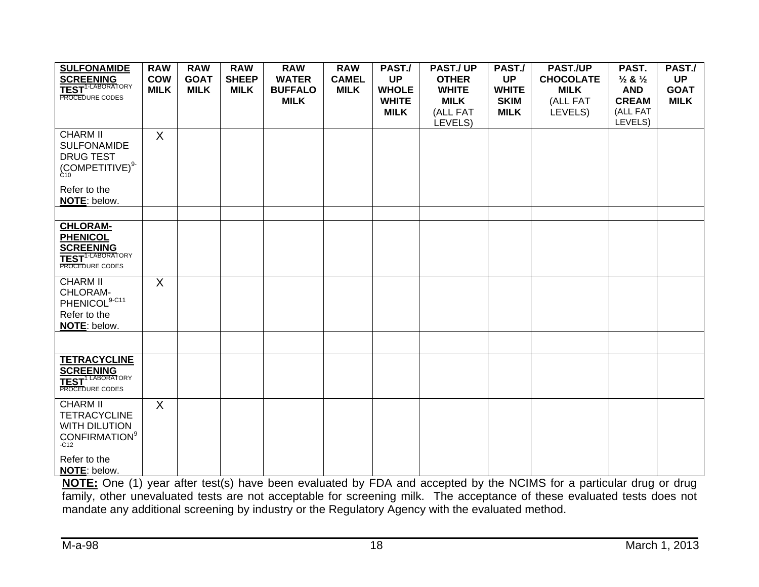| **SULFONAMIDE SCREENING TEST**[1-LABORATORY PROCEDURE CODES] | **RAW COW MILK** | **RAW GOAT MILK** | **RAW SHEEP MILK** | **RAW WATER BUFFALO MILK** | **RAW CAMEL MILK** | **PAST./ UP WHOLE WHITE MILK** | **PAST./ UP OTHER WHITE MILK** (ALL FAT LEVELS) | **PAST./ UP WHITE SKIM MILK** | **PAST./UP CHOCOLATE MILK** (ALL FAT LEVELS) | **PAST. ½ & ½ AND CREAM** (ALL FAT LEVELS) | **PAST./ UP GOAT MILK** |
|---|---|---|---|---|---|---|---|---|---|---|---|
| CHARM II SULFONAMIDE DRUG TEST (COMPETITIVE)[9-C10] Refer to the **NOTE**: below. | X | | | | | | | | | | |
| | | | | | | | | | | | |
| **CHLORAM-PHENICOL SCREENING TEST**[1-LABORATORY PROCEDURE CODES] | | | | | | | | | | | |
| CHARM II CHLORAM-PHENICOL[9-C11] Refer to the **NOTE**: below. | X | | | | | | | | | | |
| | | | | | | | | | | | |
| **TETRACYCLINE SCREENING TEST**[1 LABORATORY PROCEDURE CODES] | | | | | | | | | | | |
| CHARM II TETRACYCLINE WITH DILUTION CONFIRMATION[9-C12] Refer to the **NOTE**: below. | X | | | | | | | | | | |

**NOTE:** One (1) year after test(s) have been evaluated by FDA and accepted by the NCIMS for a particular drug or drug family, other unevaluated tests are not acceptable for screening milk. The acceptance of these evaluated tests does not mandate any additional screening by industry or the Regulatory Agency with the evaluated method.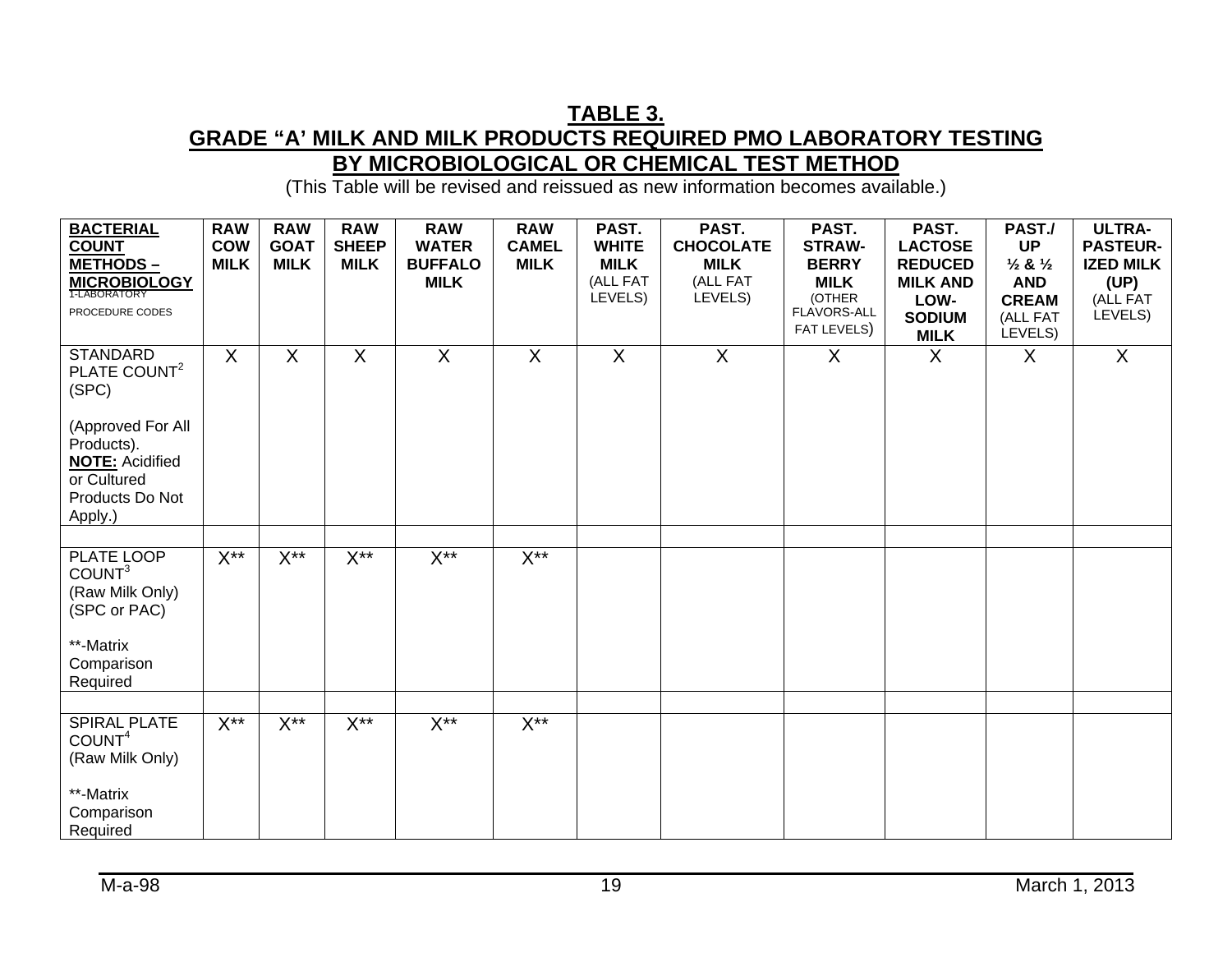## TABLE 3.
## GRADE "A' MILK AND MILK PRODUCTS REQUIRED PMO LABORATORY TESTING BY MICROBIOLOGICAL OR CHEMICAL TEST METHOD

(This Table will be revised and reissued as new information becomes available.)

| **BACTERIAL COUNT METHODS – MICROBIOLOGY** 1-LABORATORY PROCEDURE CODES | **RAW COW MILK** | **RAW GOAT MILK** | **RAW SHEEP MILK** | **RAW WATER BUFFALO MILK** | **RAW CAMEL MILK** | **PAST. WHITE MILK** (ALL FAT LEVELS) | **PAST. CHOCOLATE MILK** (ALL FAT LEVELS) | **PAST. STRAW-BERRY MILK** (OTHER FLAVORS-ALL FAT LEVELS) | **PAST. LACTOSE REDUCED MILK AND LOW-SODIUM MILK** | **PAST./ UP ½ & ½ AND CREAM** (ALL FAT LEVELS) | **ULTRA-PASTEUR-IZED MILK (UP)** (ALL FAT LEVELS) |
|---|---|---|---|---|---|---|---|---|---|---|---|
| STANDARD PLATE COUNT[2] (SPC) (Approved For All Products). **NOTE:** Acidified or Cultured Products Do Not Apply.) | X | X | X | X | X | X | X | X | X | X | X |
| | | | | | | | | | | | |
| PLATE LOOP COUNT[3] (Raw Milk Only) (SPC or PAC) **-Matrix Comparison Required | X** | X** | X** | X** | X** | | | | | | |
| | | | | | | | | | | | |
| SPIRAL PLATE COUNT[4] (Raw Milk Only) **-Matrix Comparison Required | X** | X** | X** | X** | X** | | | | | | |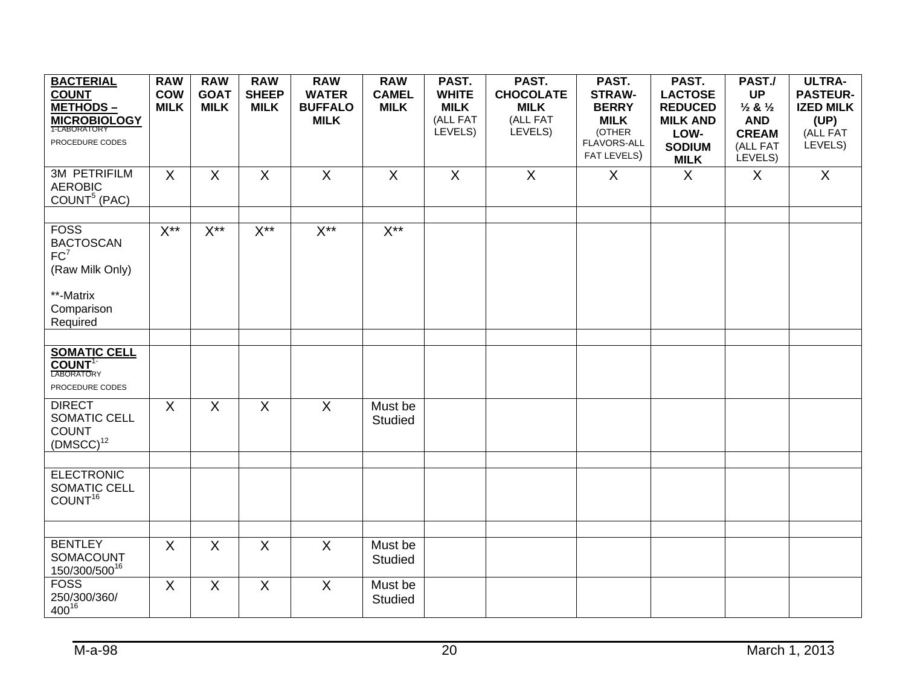| **BACTERIAL COUNT METHODS – MICROBIOLOGY** 1-LABORATORY PROCEDURE CODES | **RAW COW MILK** | **RAW GOAT MILK** | **RAW SHEEP MILK** | **RAW WATER BUFFALO MILK** | **RAW CAMEL MILK** | **PAST. WHITE MILK** (ALL FAT LEVELS) | **PAST. CHOCOLATE MILK** (ALL FAT LEVELS) | **PAST. STRAW-BERRY MILK** (OTHER FLAVORS-ALL FAT LEVELS) | **PAST. LACTOSE REDUCED MILK AND LOW-SODIUM MILK** | **PAST./ UP ½ & ½ AND CREAM** (ALL FAT LEVELS) | **ULTRA-PASTEUR-IZED MILK (UP)** (ALL FAT LEVELS) |
|---|---|---|---|---|---|---|---|---|---|---|---|
| 3M PETRIFILM AEROBIC COUNT[5] (PAC) | X | X | X | X | X | X | X | X | X | X | X |
| | | | | | | | | | | | |
| FOSS BACTOSCAN FC[7] (Raw Milk Only) **-Matrix Comparison Required | X** | X** | X** | X** | X** | | | | | | |
| | | | | | | | | | | | |
| **SOMATIC CELL COUNT**[1-] LABORATORY PROCEDURE CODES | | | | | | | | | | | |
| DIRECT SOMATIC CELL COUNT (DMSCC)[12] | X | X | X | X | Must be Studied | | | | | | |
| | | | | | | | | | | | |
| ELECTRONIC SOMATIC CELL COUNT[16] | | | | | | | | | | | |
| | | | | | | | | | | | |
| BENTLEY SOMACOUNT 150/300/500[16] | X | X | X | X | Must be Studied | | | | | | |
| FOSS 250/300/360/ 400[16] | X | X | X | X | Must be Studied | | | | | | |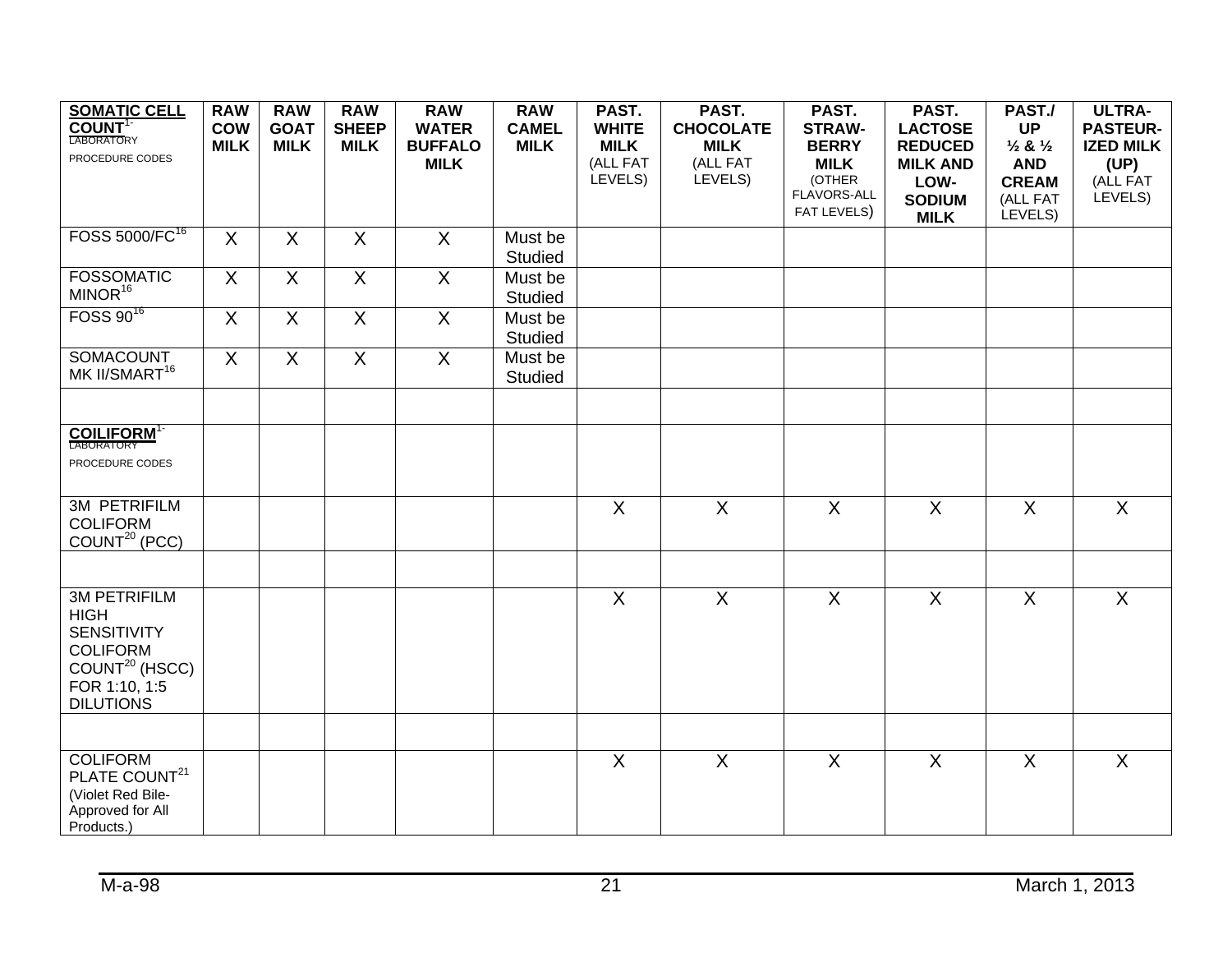| **SOMATIC CELL COUNT**[1-] LABORATORY PROCEDURE CODES | **RAW COW MILK** | **RAW GOAT MILK** | **RAW SHEEP MILK** | **RAW WATER BUFFALO MILK** | **RAW CAMEL MILK** | **PAST. WHITE MILK** (ALL FAT LEVELS) | **PAST. CHOCOLATE MILK** (ALL FAT LEVELS) | **PAST. STRAW-BERRY MILK** (OTHER FLAVORS-ALL FAT LEVELS) | **PAST. LACTOSE REDUCED MILK AND LOW-SODIUM MILK** | **PAST./ UP ½ & ½ AND CREAM** (ALL FAT LEVELS) | **ULTRA-PASTEUR-IZED MILK (UP)** (ALL FAT LEVELS) |
|---|---|---|---|---|---|---|---|---|---|---|---|
| FOSS 5000/FC[16] | X | X | X | X | Must be Studied | | | | | | |
| FOSSOMATIC MINOR[16] | X | X | X | X | Must be Studied | | | | | | |
| FOSS 90[16] | X | X | X | X | Must be Studied | | | | | | |
| SOMACOUNT MK II/SMART[16] | X | X | X | X | Must be Studied | | | | | | |
| | | | | | | | | | | | |
| **COILIFORM**[1-] LABORATORY PROCEDURE CODES | | | | | | | | | | | |
| 3M PETRIFILM COLIFORM COUNT[20] (PCC) | | | | | | X | X | X | X | X | X |
| | | | | | | | | | | | |
| 3M PETRIFILM HIGH SENSITIVITY COLIFORM COUNT[20] (HSCC) FOR 1:10, 1:5 DILUTIONS | | | | | | X | X | X | X | X | X |
| | | | | | | | | | | | |
| COLIFORM PLATE COUNT[21] (Violet Red Bile- Approved for All Products.) | | | | | | X | X | X | X | X | X |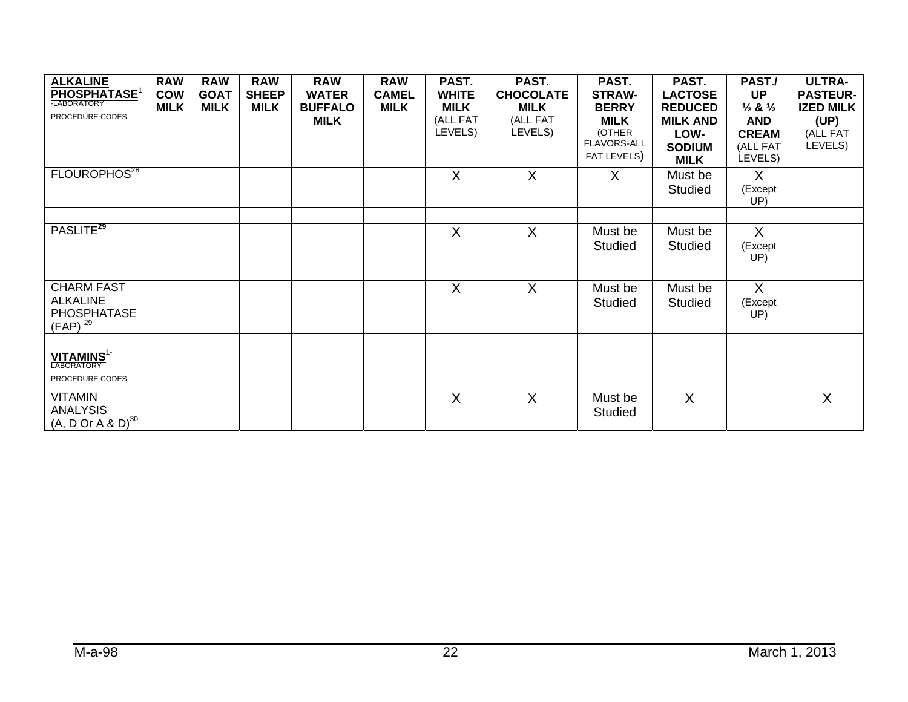| **ALKALINE PHOSPHATASE**[1] -LABORATORY PROCEDURE CODES | **RAW COW MILK** | **RAW GOAT MILK** | **RAW SHEEP MILK** | **RAW WATER BUFFALO MILK** | **RAW CAMEL MILK** | **PAST. WHITE MILK** (ALL FAT LEVELS) | **PAST. CHOCOLATE MILK** (ALL FAT LEVELS) | **PAST. STRAW-BERRY MILK** (OTHER FLAVORS-ALL FAT LEVELS) | **PAST. LACTOSE REDUCED MILK AND LOW-SODIUM MILK** | **PAST./ UP ½ & ½ AND CREAM** (ALL FAT LEVELS) | **ULTRA-PASTEUR-IZED MILK (UP)** (ALL FAT LEVELS) |
|---|---|---|---|---|---|---|---|---|---|---|---|
| FLOUROPHOS[28] | | | | | | X | X | X | Must be Studied | X (Except UP) | |
| | | | | | | | | | | | |
| PASLITE[29] | | | | | | X | X | Must be Studied | Must be Studied | X (Except UP) | |
| | | | | | | | | | | | |
| CHARM FAST ALKALINE PHOSPHATASE (FAP) [29] | | | | | | X | X | Must be Studied | Must be Studied | X (Except UP) | |
| | | | | | | | | | | | |
| **VITAMINS**[1-] LABORATORY PROCEDURE CODES | | | | | | | | | | | |
| VITAMIN ANALYSIS (A, D Or A & D)[30] | | | | | | X | X | Must be Studied | X | | X |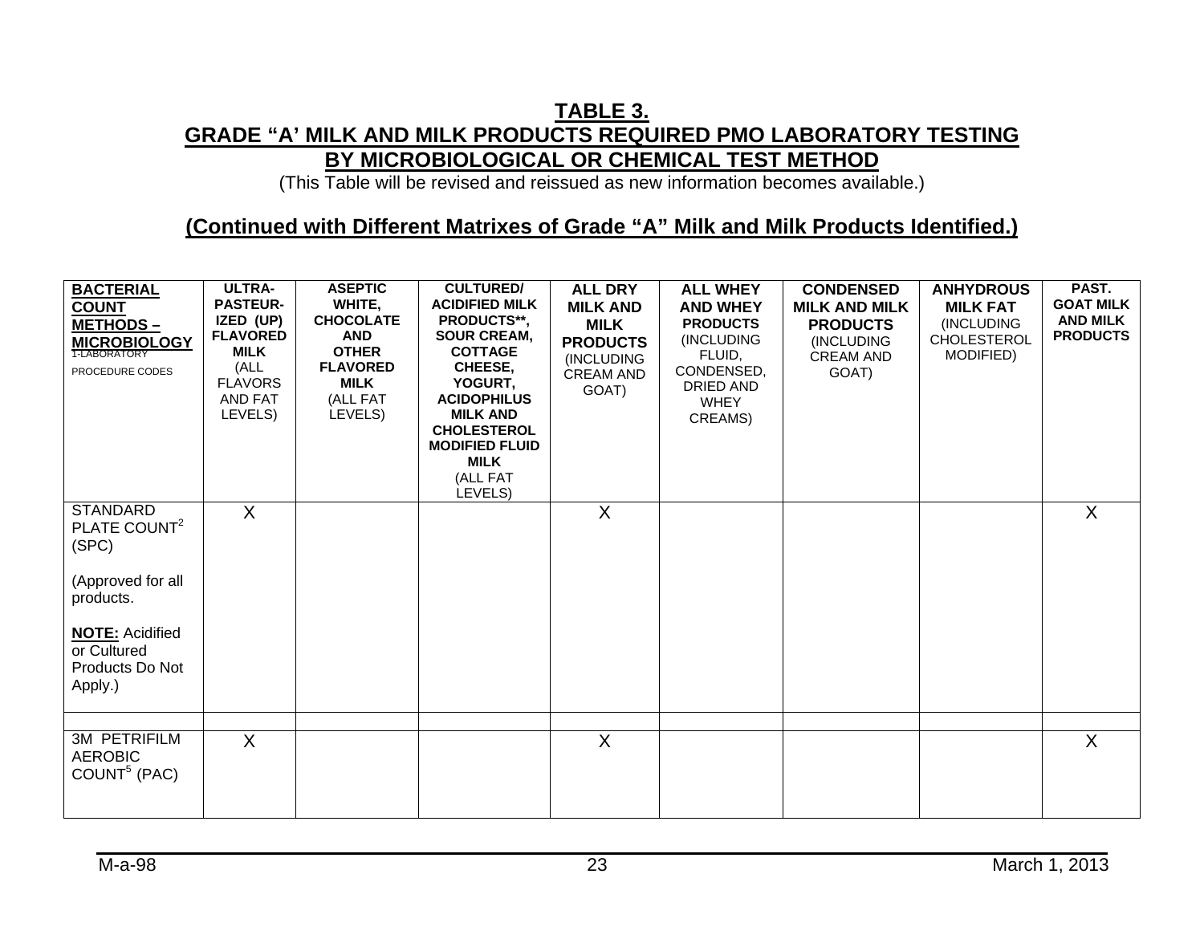## TABLE 3.
## GRADE "A' MILK AND MILK PRODUCTS REQUIRED PMO LABORATORY TESTING BY MICROBIOLOGICAL OR CHEMICAL TEST METHOD

(This Table will be revised and reissued as new information becomes available.)

**(Continued with Different Matrixes of Grade "A" Milk and Milk Products Identified.)**

| **BACTERIAL COUNT METHODS – MICROBIOLOGY** 1-LABORATORY PROCEDURE CODES | **ULTRA-PASTEURIZED (UP) FLAVORED MILK** (ALL FLAVORS AND FAT LEVELS) | **ASEPTIC WHITE, CHOCOLATE AND OTHER FLAVORED MILK** (ALL FAT LEVELS) | **CULTURED/ ACIDIFIED MILK PRODUCTS\*\*, SOUR CREAM, COTTAGE CHEESE, YOGURT, ACIDOPHILUS MILK AND CHOLESTEROL MODIFIED FLUID MILK** (ALL FAT LEVELS) | **ALL DRY MILK AND MILK PRODUCTS** (INCLUDING CREAM AND GOAT) | **ALL WHEY AND WHEY PRODUCTS** (INCLUDING FLUID, CONDENSED, DRIED AND WHEY CREAMS) | **CONDENSED MILK AND MILK PRODUCTS** (INCLUDING CREAM AND GOAT) | **ANHYDROUS MILK FAT** (INCLUDING CHOLESTEROL MODIFIED) | **PAST. GOAT MILK AND MILK PRODUCTS** |
|---|---|---|---|---|---|---|---|---|
| STANDARD PLATE COUNT[2] (SPC)<br><br>(Approved for all products.<br><br>**NOTE:** Acidified or Cultured Products Do Not Apply.) | X | | | X | | | | X |
| | | | | | | | | |
| 3M PETRIFILM AEROBIC COUNT[5] (PAC) | X | | | X | | | | X |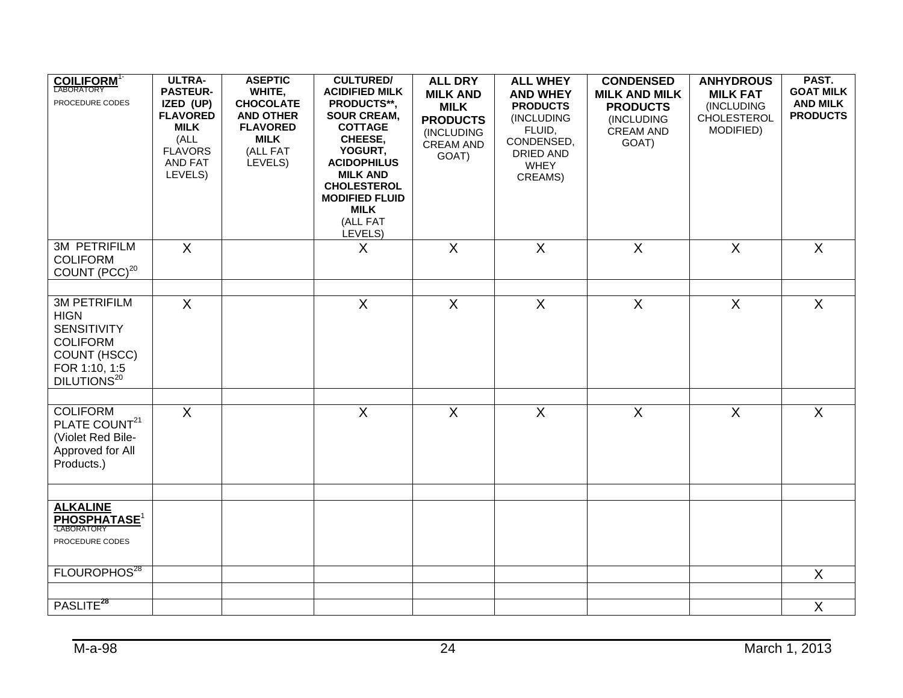| **COILIFORM**[1-] LABORATORY PROCEDURE CODES | **ULTRA-PASTEUR-IZED (UP) FLAVORED MILK** (ALL FLAVORS AND FAT LEVELS) | **ASEPTIC WHITE, CHOCOLATE AND OTHER FLAVORED MILK** (ALL FAT LEVELS) | **CULTURED/ ACIDIFIED MILK PRODUCTS**, SOUR CREAM, COTTAGE CHEESE, YOGURT, ACIDOPHILUS MILK AND CHOLESTEROL MODIFIED FLUID MILK** (ALL FAT LEVELS) | **ALL DRY MILK AND MILK PRODUCTS** (INCLUDING CREAM AND GOAT) | **ALL WHEY AND WHEY PRODUCTS** (INCLUDING FLUID, CONDENSED, DRIED AND WHEY CREAMS) | **CONDENSED MILK AND MILK PRODUCTS** (INCLUDING CREAM AND GOAT) | **ANHYDROUS MILK FAT** (INCLUDING CHOLESTEROL MODIFIED) | **PAST. GOAT MILK AND MILK PRODUCTS** |
|---|---|---|---|---|---|---|---|---|
| 3M PETRIFILM COLIFORM COUNT (PCC)[20] | X | | X | X | X | X | X | X |
| | | | | | | | | |
| 3M PETRIFILM HIGN SENSITIVITY COLIFORM COUNT (HSCC) FOR 1:10, 1:5 DILUTIONS[20] | X | | X | X | X | X | X | X |
| | | | | | | | | |
| COLIFORM PLATE COUNT[21] (Violet Red Bile- Approved for All Products.) | X | | X | X | X | X | X | X |
| | | | | | | | | |
| **ALKALINE PHOSPHATASE**[1] -LABORATORY PROCEDURE CODES | | | | | | | | |
| FLOUROPHOS[28] | | | | | | | | X |
| | | | | | | | | |
| PASLITE[28] | | | | | | | | X |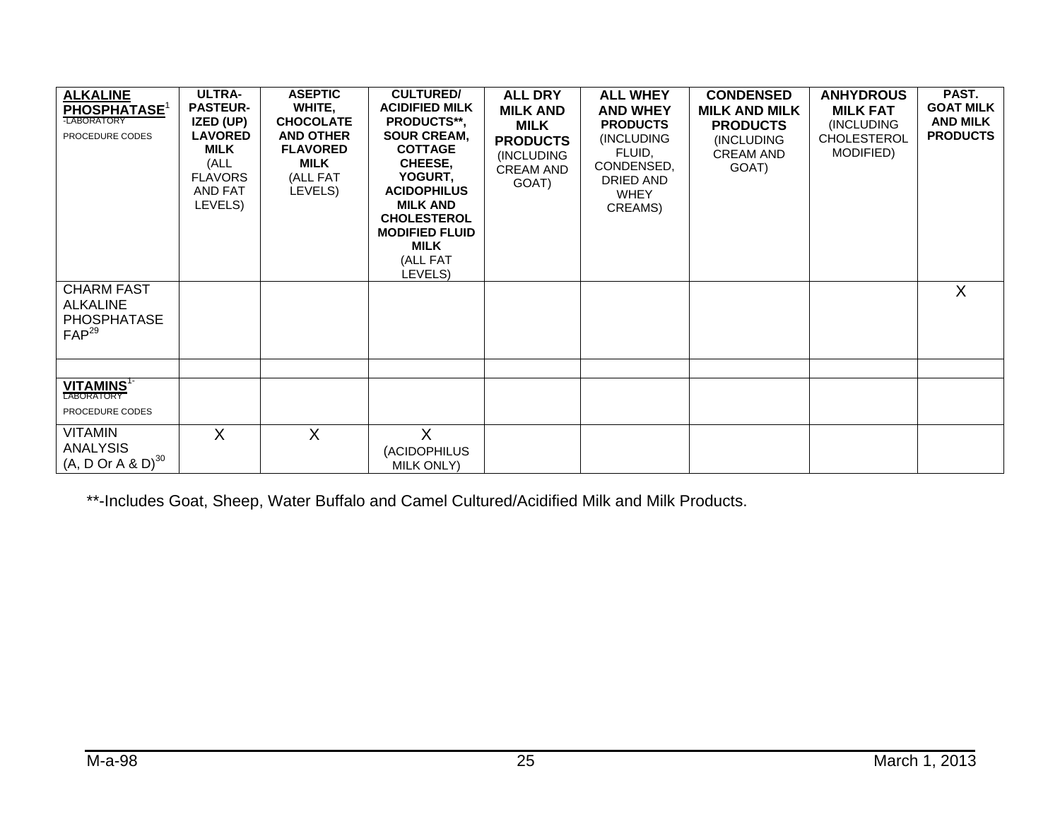| **ALKALINE PHOSPHATASE**[1] -LABORATORY PROCEDURE CODES | **ULTRA-PASTEUR-IZED (UP) LAVORED MILK** (ALL FLAVORS AND FAT LEVELS) | **ASEPTIC WHITE, CHOCOLATE AND OTHER FLAVORED MILK** (ALL FAT LEVELS) | **CULTURED/ ACIDIFIED MILK PRODUCTS\*\*, SOUR CREAM, COTTAGE CHEESE, YOGURT, ACIDOPHILUS MILK AND CHOLESTEROL MODIFIED FLUID MILK** (ALL FAT LEVELS) | **ALL DRY MILK AND MILK PRODUCTS** (INCLUDING CREAM AND GOAT) | **ALL WHEY AND WHEY PRODUCTS** (INCLUDING FLUID, CONDENSED, DRIED AND WHEY CREAMS) | **CONDENSED MILK AND MILK PRODUCTS** (INCLUDING CREAM AND GOAT) | **ANHYDROUS MILK FAT** (INCLUDING CHOLESTEROL MODIFIED) | **PAST. GOAT MILK AND MILK PRODUCTS** |
|---|---|---|---|---|---|---|---|---|
| CHARM FAST ALKALINE PHOSPHATASE FAP[29] | | | | | | | | X |
| | | | | | | | | |
| **VITAMINS**[1-] LABORATORY PROCEDURE CODES | | | | | | | | |
| VITAMIN ANALYSIS (A, D Or A & D)[30] | X | X | X (ACIDOPHILUS MILK ONLY) | | | | | |

**-Includes Goat, Sheep, Water Buffalo and Camel Cultured/Acidified Milk and Milk Products.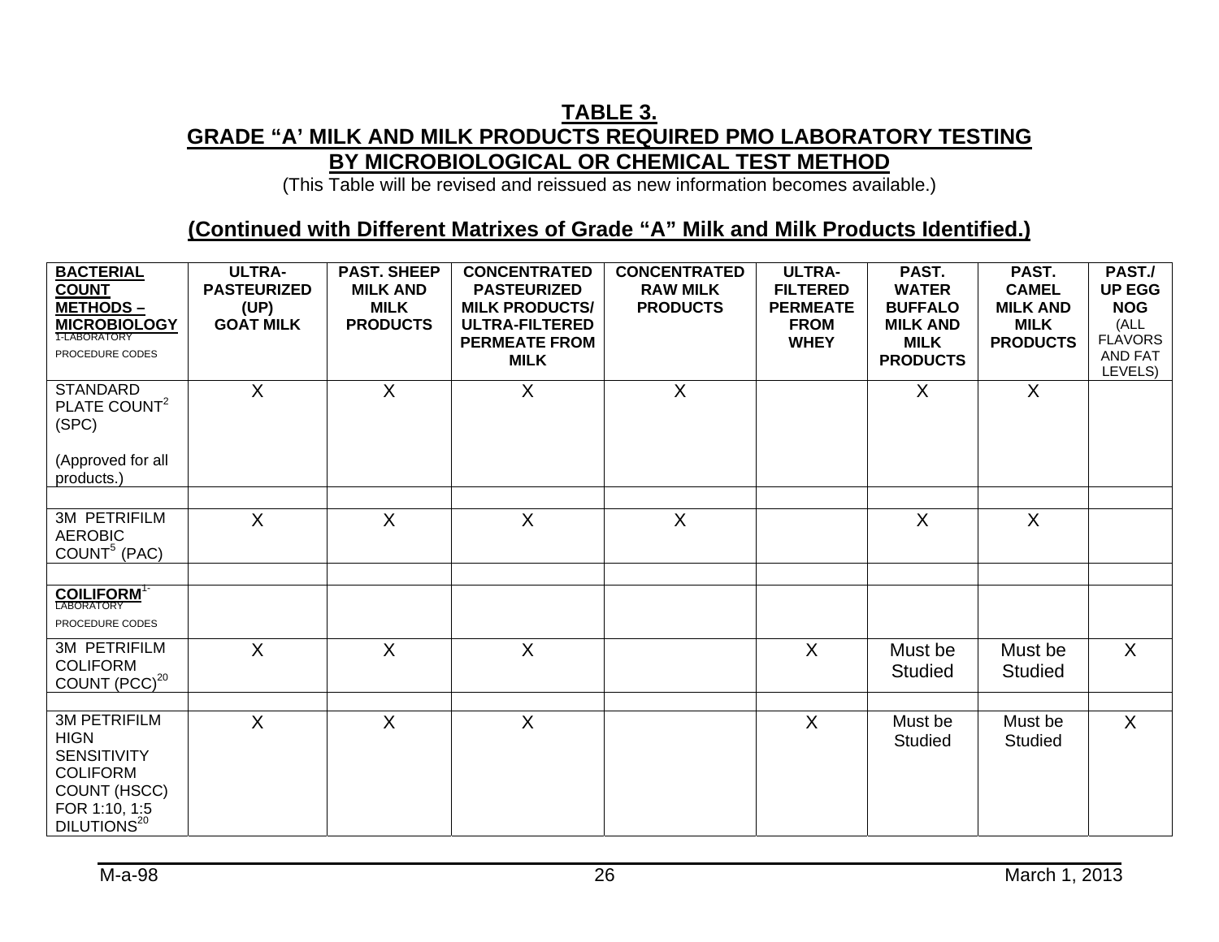# TABLE 3.

## GRADE "A' MILK AND MILK PRODUCTS REQUIRED PMO LABORATORY TESTING BY MICROBIOLOGICAL OR CHEMICAL TEST METHOD

(This Table will be revised and reissued as new information becomes available.)

## (Continued with Different Matrixes of Grade "A" Milk and Milk Products Identified.)

| **BACTERIAL COUNT METHODS – MICROBIOLOGY**[1-LABORATORY PROCEDURE CODES] | **ULTRA-PASTEURIZED (UP) GOAT MILK** | **PAST. SHEEP MILK AND MILK PRODUCTS** | **CONCENTRATED PASTEURIZED MILK PRODUCTS/ ULTRA-FILTERED PERMEATE FROM MILK** | **CONCENTRATED RAW MILK PRODUCTS** | **ULTRA-FILTERED PERMEATE FROM WHEY** | **PAST. WATER BUFFALO MILK AND MILK PRODUCTS** | **PAST. CAMEL MILK AND MILK PRODUCTS** | **PAST./ UP EGG NOG** (ALL FLAVORS AND FAT LEVELS) |
|---|---|---|---|---|---|---|---|---|
| STANDARD PLATE COUNT[2] (SPC)<br><br>(Approved for all products.) | X | X | X | X | | X | X | |
| | | | | | | | | |
| 3M PETRIFILM AEROBIC COUNT[5] (PAC) | X | X | X | X | | X | X | |
| | | | | | | | | |
| **COILIFORM**[1-LABORATORY PROCEDURE CODES] | | | | | | | | |
| 3M PETRIFILM COLIFORM COUNT (PCC)[20] | X | X | X | | X | Must be Studied | Must be Studied | X |
| | | | | | | | | |
| 3M PETRIFILM HIGN SENSITIVITY COLIFORM COUNT (HSCC) FOR 1:10, 1:5 DILUTIONS[20] | X | X | X | | X | Must be Studied | Must be Studied | X |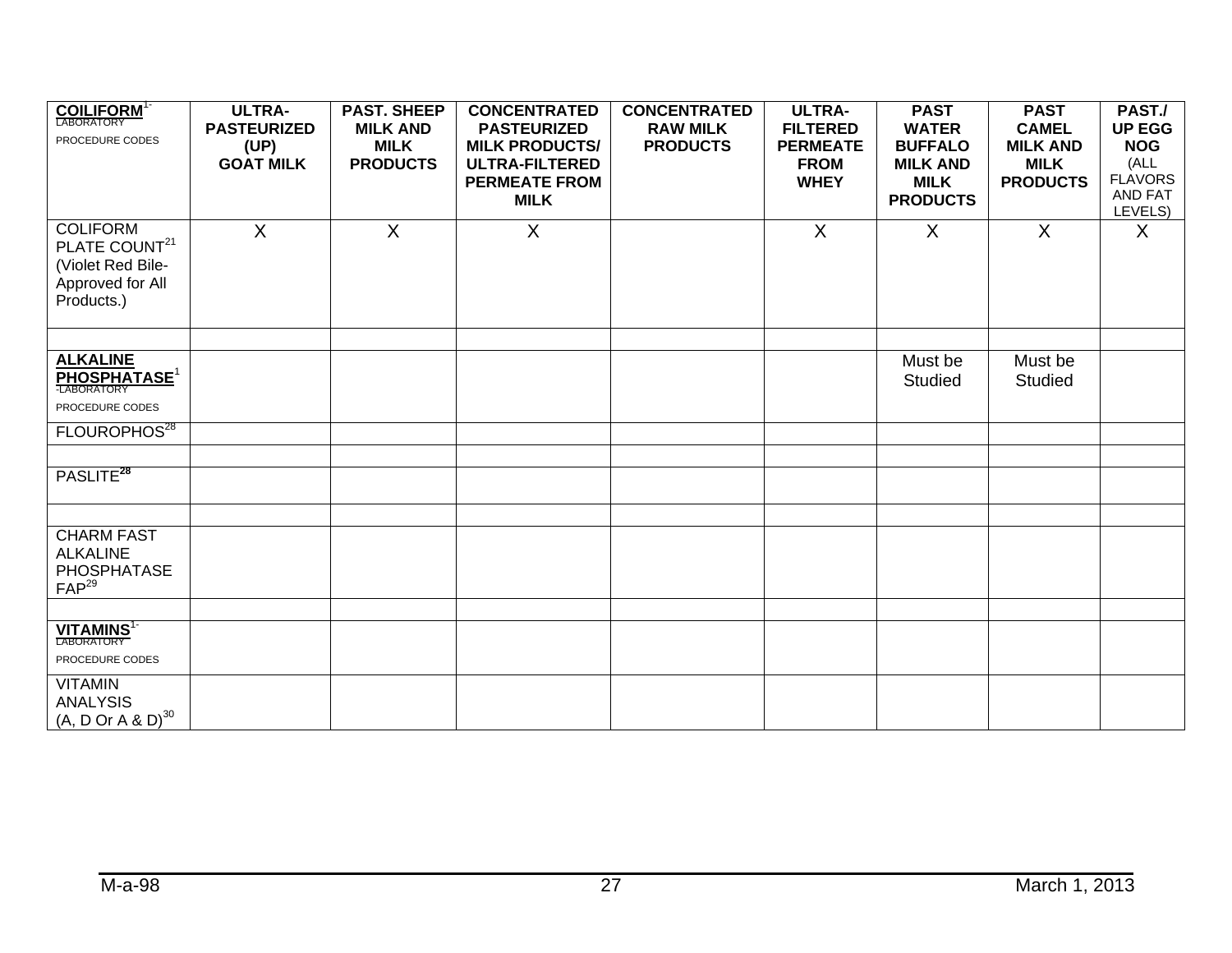| **COILIFORM**[1-] LABORATORY PROCEDURE CODES | **ULTRA-PASTEURIZED (UP) GOAT MILK** | **PAST. SHEEP MILK AND MILK PRODUCTS** | **CONCENTRATED PASTEURIZED MILK PRODUCTS/ ULTRA-FILTERED PERMEATE FROM MILK** | **CONCENTRATED RAW MILK PRODUCTS** | **ULTRA-FILTERED PERMEATE FROM WHEY** | **PAST WATER BUFFALO MILK AND MILK PRODUCTS** | **PAST CAMEL MILK AND MILK PRODUCTS** | **PAST./ UP EGG NOG** (ALL FLAVORS AND FAT LEVELS) |
|---|---|---|---|---|---|---|---|---|
| COLIFORM PLATE COUNT[21] (Violet Red Bile- Approved for All Products.) | X | X | X | | X | X | X | X |
| | | | | | | | | |
| **ALKALINE PHOSPHATASE**[1] -LABORATORY PROCEDURE CODES | | | | | | Must be Studied | Must be Studied | |
| FLOUROPHOS[28] | | | | | | | | |
| | | | | | | | | |
| PASLITE[28] | | | | | | | | |
| | | | | | | | | |
| CHARM FAST ALKALINE PHOSPHATASE FAP[29] | | | | | | | | |
| | | | | | | | | |
| **VITAMINS**[1-] LABORATORY PROCEDURE CODES | | | | | | | | |
| VITAMIN ANALYSIS (A, D Or A & D)[30] | | | | | | | | |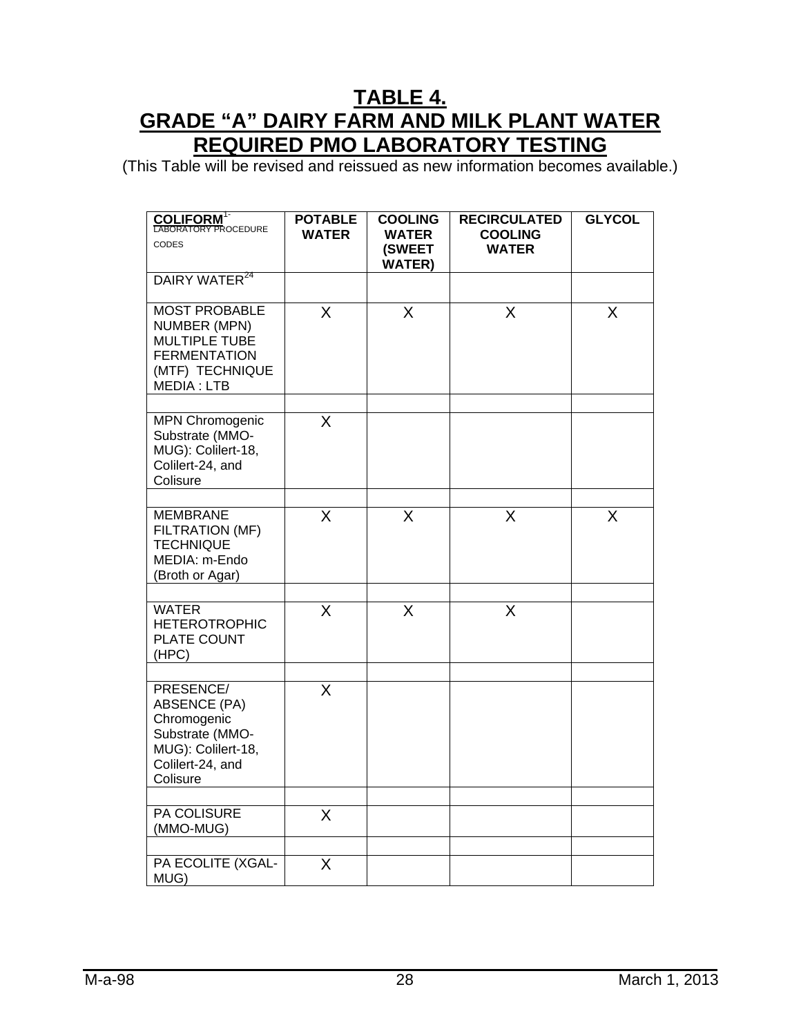# TABLE 4.
# GRADE "A" DAIRY FARM AND MILK PLANT WATER REQUIRED PMO LABORATORY TESTING

(This Table will be revised and reissued as new information becomes available.)

| **COLIFORM**[1-] LABORATORY PROCEDURE CODES | **POTABLE WATER** | **COOLING WATER (SWEET WATER)** | **RECIRCULATED COOLING WATER** | **GLYCOL** |
|---|---|---|---|---|
| DAIRY WATER[24] | | | | |
| MOST PROBABLE NUMBER (MPN) MULTIPLE TUBE FERMENTATION (MTF) TECHNIQUE MEDIA : LTB | X | X | X | X |
| | | | | |
| MPN Chromogenic Substrate (MMO-MUG): Colilert-18, Colilert-24, and Colisure | X | | | |
| | | | | |
| MEMBRANE FILTRATION (MF) TECHNIQUE MEDIA: m-Endo (Broth or Agar) | X | X | X | X |
| | | | | |
| WATER HETEROTROPHIC PLATE COUNT (HPC) | X | X | X | |
| | | | | |
| PRESENCE/ ABSENCE (PA) Chromogenic Substrate (MMO-MUG): Colilert-18, Colilert-24, and Colisure | X | | | |
| | | | | |
| PA COLISURE (MMO-MUG) | X | | | |
| | | | | |
| PA ECOLITE (XGAL-MUG) | X | | | |